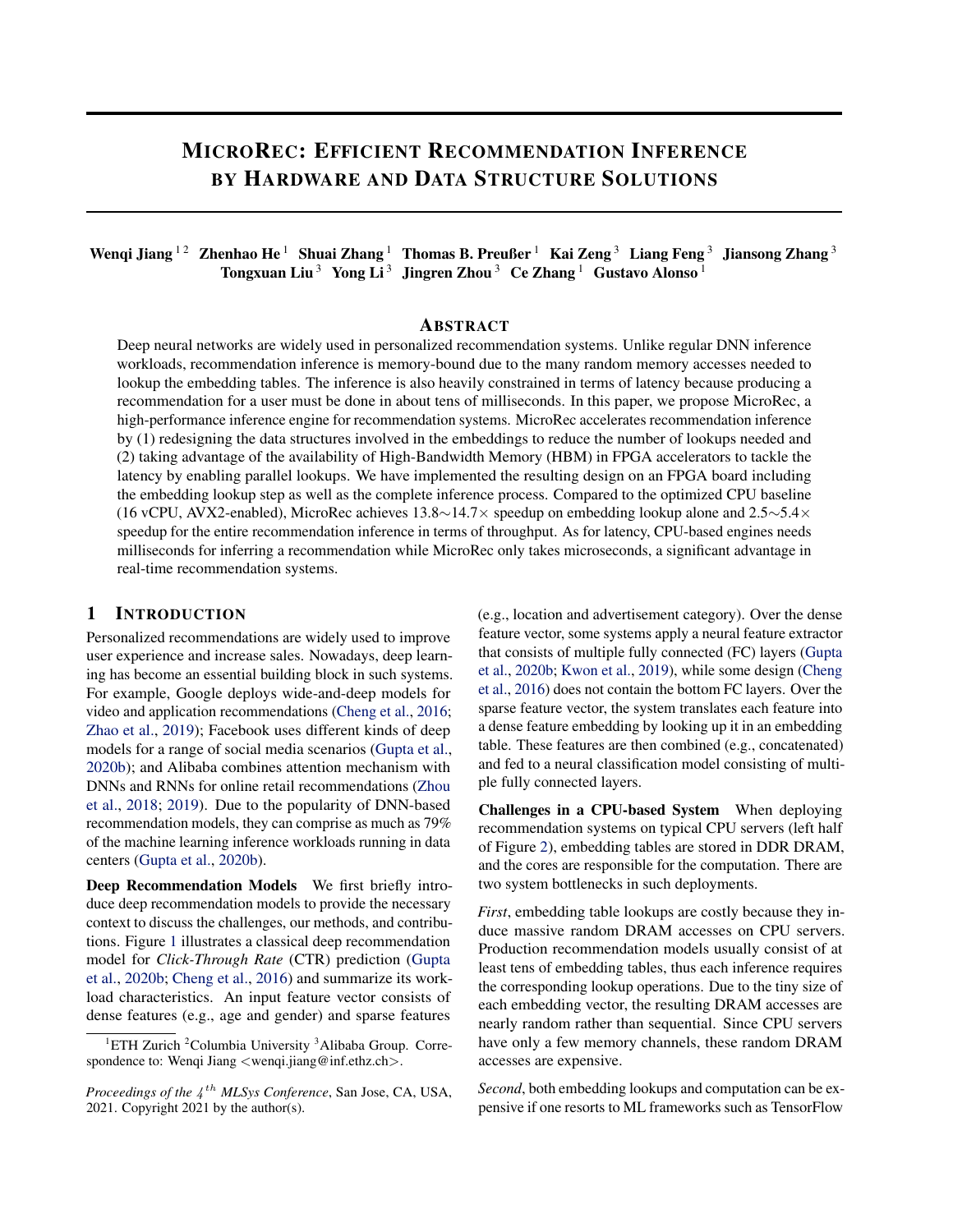# MICROREC: EFFICIENT RECOMMENDATION INFERENCE BY HARDWARE AND DATA STRUCTURE SOLUTIONS

**Wenqi Jiang** [1,2] **Zhenhao He** [1] **Shuai Zhang** [1] **Thomas B. Preußer** [1] **Kai Zeng** [3] **Liang Feng** [3] **Jiansong Zhang** [3] **Tongxuan Liu** [3] **Yong Li** [3] **Jingren Zhou** [3] **Ce Zhang** [1] **Gustavo Alonso** [1]

## ABSTRACT

Deep neural networks are widely used in personalized recommendation systems. Unlike regular DNN inference workloads, recommendation inference is memory-bound due to the many random memory accesses needed to lookup the embedding tables. The inference is also heavily constrained in terms of latency because producing a recommendation for a user must be done in about tens of milliseconds. In this paper, we propose MicroRec, a high-performance inference engine for recommendation systems. MicroRec accelerates recommendation inference by (1) redesigning the data structures involved in the embeddings to reduce the number of lookups needed and (2) taking advantage of the availability of High-Bandwidth Memory (HBM) in FPGA accelerators to tackle the latency by enabling parallel lookups. We have implemented the resulting design on an FPGA board including the embedding lookup step as well as the complete inference process. Compared to the optimized CPU baseline (16 vCPU, AVX2-enabled), MicroRec achieves 13.8∼14.7× speedup on embedding lookup alone and 2.5∼5.4× speedup for the entire recommendation inference in terms of throughput. As for latency, CPU-based engines needs milliseconds for inferring a recommendation while MicroRec only takes microseconds, a significant advantage in real-time recommendation systems.

## 1 INTRODUCTION

Personalized recommendations are widely used to improve user experience and increase sales. Nowadays, deep learning has become an essential building block in such systems. For example, Google deploys wide-and-deep models for video and application recommendations (Cheng et al., 2016; Zhao et al., 2019); Facebook uses different kinds of deep models for a range of social media scenarios (Gupta et al., 2020b); and Alibaba combines attention mechanism with DNNs and RNNs for online retail recommendations (Zhou et al., 2018; 2019). Due to the popularity of DNN-based recommendation models, they can comprise as much as 79% of the machine learning inference workloads running in data centers (Gupta et al., 2020b).

**Deep Recommendation Models** We first briefly introduce deep recommendation models to provide the necessary context to discuss the challenges, our methods, and contributions. Figure 1 illustrates a classical deep recommendation model for *Click-Through Rate* (CTR) prediction (Gupta et al., 2020b; Cheng et al., 2016) and summarize its workload characteristics. An input feature vector consists of dense features (e.g., age and gender) and sparse features (e.g., location and advertisement category). Over the dense feature vector, some systems apply a neural feature extractor that consists of multiple fully connected (FC) layers (Gupta et al., 2020b; Kwon et al., 2019), while some design (Cheng et al., 2016) does not contain the bottom FC layers. Over the sparse feature vector, the system translates each feature into a dense feature embedding by looking up it in an embedding table. These features are then combined (e.g., concatenated) and fed to a neural classification model consisting of multiple fully connected layers.

**Challenges in a CPU-based System** When deploying recommendation systems on typical CPU servers (left half of Figure 2), embedding tables are stored in DDR DRAM, and the cores are responsible for the computation. There are two system bottlenecks in such deployments.

*First*, embedding table lookups are costly because they induce massive random DRAM accesses on CPU servers. Production recommendation models usually consist of at least tens of embedding tables, thus each inference requires the corresponding lookup operations. Due to the tiny size of each embedding vector, the resulting DRAM accesses are nearly random rather than sequential. Since CPU servers have only a few memory channels, these random DRAM accesses are expensive.

*Second*, both embedding lookups and computation can be expensive if one resorts to ML frameworks such as TensorFlow

---

[1]ETH Zurich [2]Columbia University [3]Alibaba Group. Correspondence to: Wenqi Jiang <wenqi.jiang@inf.ethz.ch>.

*Proceedings of the $4^{th}$ MLSys Conference*, San Jose, CA, USA, 2021. Copyright 2021 by the author(s).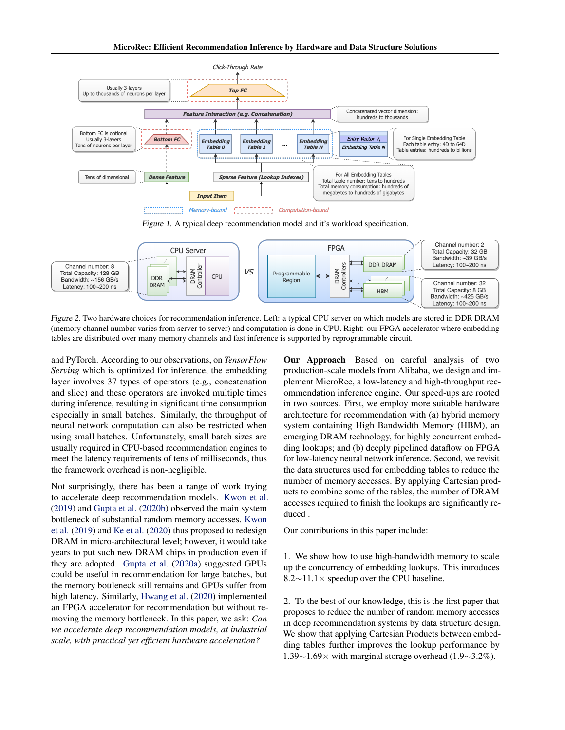*Figure 1.* A typical deep recommendation model and it's workload specification.

*Figure 2.* Two hardware choices for recommendation inference. Left: a typical CPU server on which models are stored in DDR DRAM (memory channel number varies from server to server) and computation is done in CPU. Right: our FPGA accelerator where embedding tables are distributed over many memory channels and fast inference is supported by reprogrammable circuit.

and PyTorch. According to our observations, on *TensorFlow Serving* which is optimized for inference, the embedding layer involves 37 types of operators (e.g., concatenation and slice) and these operators are invoked multiple times during inference, resulting in significant time consumption especially in small batches. Similarly, the throughput of neural network computation can also be restricted when using small batches. Unfortunately, small batch sizes are usually required in CPU-based recommendation engines to meet the latency requirements of tens of milliseconds, thus the framework overhead is non-negligible.

Not surprisingly, there has been a range of work trying to accelerate deep recommendation models. Kwon et al. (2019) and Gupta et al. (2020b) observed the main system bottleneck of substantial random memory accesses. Kwon et al. (2019) and Ke et al. (2020) thus proposed to redesign DRAM in micro-architectural level; however, it would take years to put such new DRAM chips in production even if they are adopted. Gupta et al. (2020a) suggested GPUs could be useful in recommendation for large batches, but the memory bottleneck still remains and GPUs suffer from high latency. Similarly, Hwang et al. (2020) implemented an FPGA accelerator for recommendation but without removing the memory bottleneck. In this paper, we ask: *Can we accelerate deep recommendation models, at industrial scale, with practical yet efficient hardware acceleration?*

**Our Approach** Based on careful analysis of two production-scale models from Alibaba, we design and implement MicroRec, a low-latency and high-throughput recommendation inference engine. Our speed-ups are rooted in two sources. First, we employ more suitable hardware architecture for recommendation with (a) hybrid memory system containing High Bandwidth Memory (HBM), an emerging DRAM technology, for highly concurrent embedding lookups; and (b) deeply pipelined dataflow on FPGA for low-latency neural network inference. Second, we revisit the data structures used for embedding tables to reduce the number of memory accesses. By applying Cartesian products to combine some of the tables, the number of DRAM accesses required to finish the lookups are significantly reduced .

Our contributions in this paper include:

1. We show how to use high-bandwidth memory to scale up the concurrency of embedding lookups. This introduces 8.2$\sim$11.1$\times$ speedup over the CPU baseline.

2. To the best of our knowledge, this is the first paper that proposes to reduce the number of random memory accesses in deep recommendation systems by data structure design. We show that applying Cartesian Products between embedding tables further improves the lookup performance by 1.39$\sim$1.69$\times$ with marginal storage overhead (1.9$\sim$3.2%).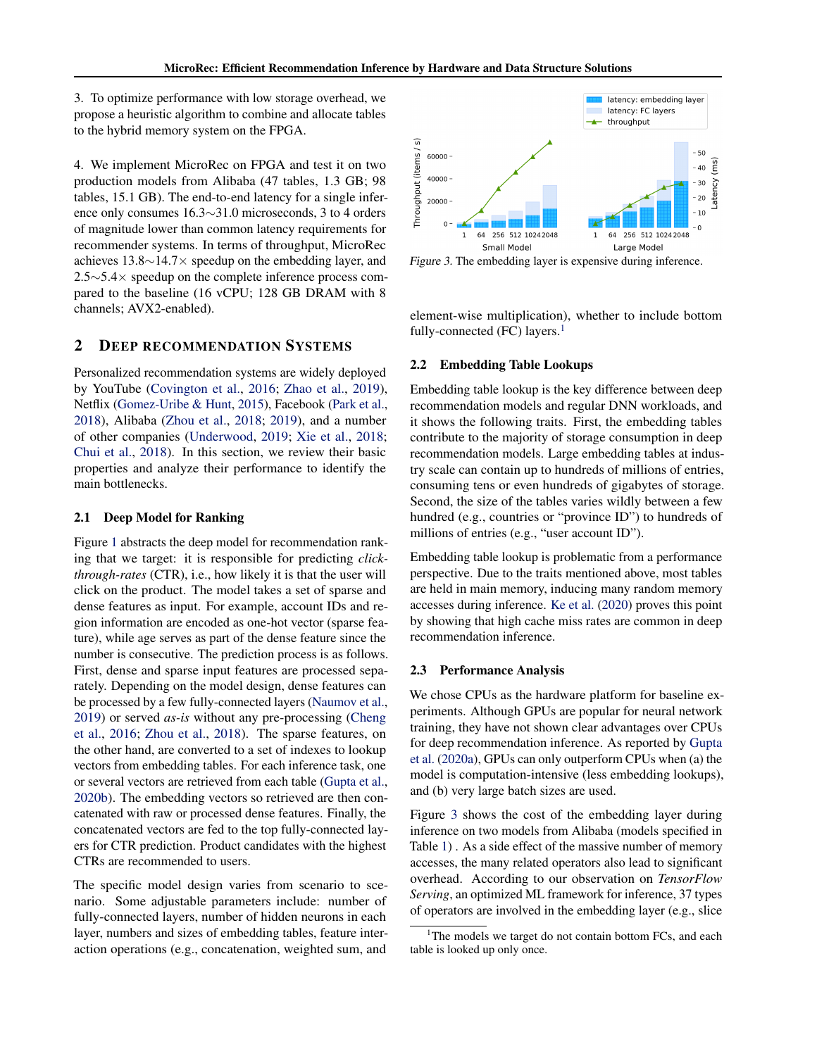3. To optimize performance with low storage overhead, we propose a heuristic algorithm to combine and allocate tables to the hybrid memory system on the FPGA.

4. We implement MicroRec on FPGA and test it on two production models from Alibaba (47 tables, 1.3 GB; 98 tables, 15.1 GB). The end-to-end latency for a single inference only consumes 16.3∼31.0 microseconds, 3 to 4 orders of magnitude lower than common latency requirements for recommender systems. In terms of throughput, MicroRec achieves 13.8∼14.7× speedup on the embedding layer, and 2.5∼5.4× speedup on the complete inference process compared to the baseline (16 vCPU; 128 GB DRAM with 8 channels; AVX2-enabled).

## 2 Deep Recommendation Systems

Personalized recommendation systems are widely deployed by YouTube (Covington et al., 2016; Zhao et al., 2019), Netflix (Gomez-Uribe & Hunt, 2015), Facebook (Park et al., 2018), Alibaba (Zhou et al., 2018; 2019), and a number of other companies (Underwood, 2019; Xie et al., 2018; Chui et al., 2018). In this section, we review their basic properties and analyze their performance to identify the main bottlenecks.

### 2.1 Deep Model for Ranking

Figure 1 abstracts the deep model for recommendation ranking that we target: it is responsible for predicting *click-through-rates* (CTR), i.e., how likely it is that the user will click on the product. The model takes a set of sparse and dense features as input. For example, account IDs and region information are encoded as one-hot vector (sparse feature), while age serves as part of the dense feature since the number is consecutive. The prediction process is as follows. First, dense and sparse input features are processed separately. Depending on the model design, dense features can be processed by a few fully-connected layers (Naumov et al., 2019) or served *as-is* without any pre-processing (Cheng et al., 2016; Zhou et al., 2018). The sparse features, on the other hand, are converted to a set of indexes to lookup vectors from embedding tables. For each inference task, one or several vectors are retrieved from each table (Gupta et al., 2020b). The embedding vectors so retrieved are then concatenated with raw or processed dense features. Finally, the concatenated vectors are fed to the top fully-connected layers for CTR prediction. Product candidates with the highest CTRs are recommended to users.

The specific model design varies from scenario to scenario. Some adjustable parameters include: number of fully-connected layers, number of hidden neurons in each layer, numbers and sizes of embedding tables, feature interaction operations (e.g., concatenation, weighted sum, and element-wise multiplication), whether to include bottom fully-connected (FC) layers.[1]

Figure 3. The embedding layer is expensive during inference.

### 2.2 Embedding Table Lookups

Embedding table lookup is the key difference between deep recommendation models and regular DNN workloads, and it shows the following traits. First, the embedding tables contribute to the majority of storage consumption in deep recommendation models. Large embedding tables at industry scale can contain up to hundreds of millions of entries, consuming tens or even hundreds of gigabytes of storage. Second, the size of the tables varies wildly between a few hundred (e.g., countries or "province ID") to hundreds of millions of entries (e.g., "user account ID").

Embedding table lookup is problematic from a performance perspective. Due to the traits mentioned above, most tables are held in main memory, inducing many random memory accesses during inference. Ke et al. (2020) proves this point by showing that high cache miss rates are common in deep recommendation inference.

### 2.3 Performance Analysis

We chose CPUs as the hardware platform for baseline experiments. Although GPUs are popular for neural network training, they have not shown clear advantages over CPUs for deep recommendation inference. As reported by Gupta et al. (2020a), GPUs can only outperform CPUs when (a) the model is computation-intensive (less embedding lookups), and (b) very large batch sizes are used.

Figure 3 shows the cost of the embedding layer during inference on two models from Alibaba (models specified in Table 1) . As a side effect of the massive number of memory accesses, the many related operators also lead to significant overhead. According to our observation on *TensorFlow Serving*, an optimized ML framework for inference, 37 types of operators are involved in the embedding layer (e.g., slice

[1] The models we target do not contain bottom FCs, and each table is looked up only once.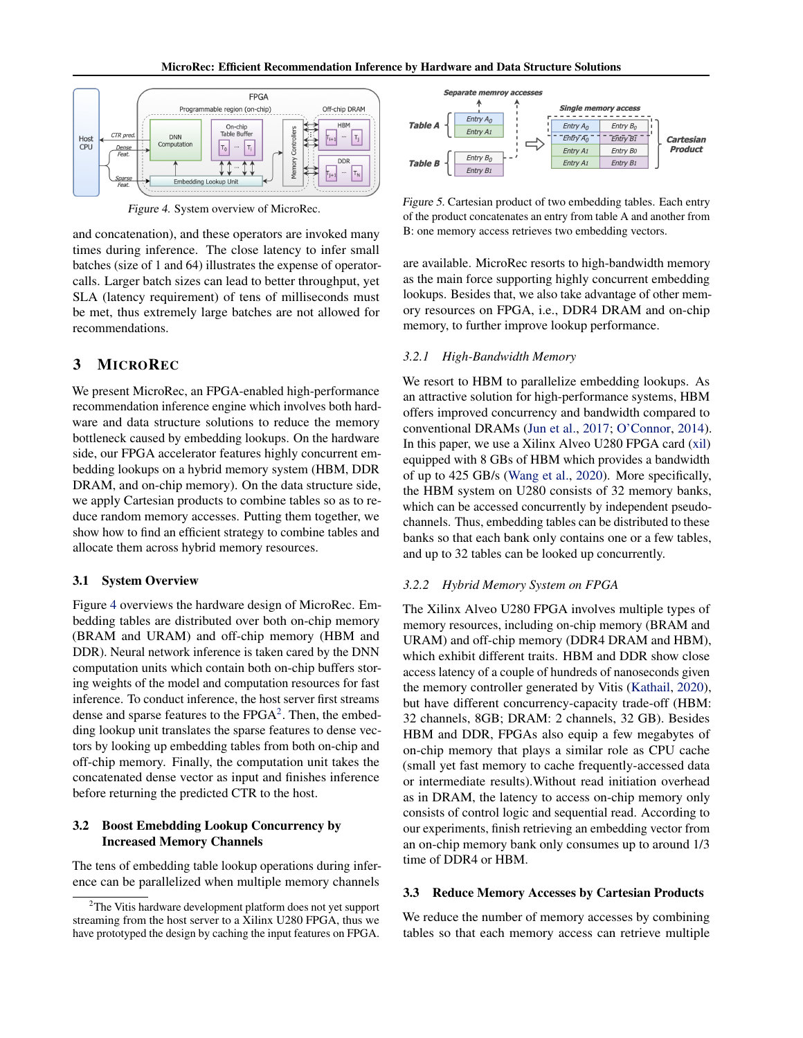Figure 4. System overview of MicroRec.

Figure 5. Cartesian product of two embedding tables. Each entry of the product concatenates an entry from table A and another from B: one memory access retrieves two embedding vectors.

and concatenation), and these operators are invoked many times during inference. The close latency to infer small batches (size of 1 and 64) illustrates the expense of operator-calls. Larger batch sizes can lead to better throughput, yet SLA (latency requirement) of tens of milliseconds must be met, thus extremely large batches are not allowed for recommendations.

## 3 MICROREC

We present MicroRec, an FPGA-enabled high-performance recommendation inference engine which involves both hardware and data structure solutions to reduce the memory bottleneck caused by embedding lookups. On the hardware side, our FPGA accelerator features highly concurrent embedding lookups on a hybrid memory system (HBM, DDR DRAM, and on-chip memory). On the data structure side, we apply Cartesian products to combine tables so as to reduce random memory accesses. Putting them together, we show how to find an efficient strategy to combine tables and allocate them across hybrid memory resources.

### 3.1 System Overview

Figure 4 overviews the hardware design of MicroRec. Embedding tables are distributed over both on-chip memory (BRAM and URAM) and off-chip memory (HBM and DDR). Neural network inference is taken cared by the DNN computation units which contain both on-chip buffers storing weights of the model and computation resources for fast inference. To conduct inference, the host server first streams dense and sparse features to the FPGA[2]. Then, the embedding lookup unit translates the sparse features to dense vectors by looking up embedding tables from both on-chip and off-chip memory. Finally, the computation unit takes the concatenated dense vector as input and finishes inference before returning the predicted CTR to the host.

### 3.2 Boost Emebdding Lookup Concurrency by Increased Memory Channels

The tens of embedding table lookup operations during inference can be parallelized when multiple memory channels are available. MicroRec resorts to high-bandwidth memory as the main force supporting highly concurrent embedding lookups. Besides that, we also take advantage of other memory resources on FPGA, i.e., DDR4 DRAM and on-chip memory, to further improve lookup performance.

#### 3.2.1 High-Bandwidth Memory

We resort to HBM to parallelize embedding lookups. As an attractive solution for high-performance systems, HBM offers improved concurrency and bandwidth compared to conventional DRAMs (Jun et al., 2017; O'Connor, 2014). In this paper, we use a Xilinx Alveo U280 FPGA card (xil) equipped with 8 GBs of HBM which provides a bandwidth of up to 425 GB/s (Wang et al., 2020). More specifically, the HBM system on U280 consists of 32 memory banks, which can be accessed concurrently by independent pseudo-channels. Thus, embedding tables can be distributed to these banks so that each bank only contains one or a few tables, and up to 32 tables can be looked up concurrently.

#### 3.2.2 Hybrid Memory System on FPGA

The Xilinx Alveo U280 FPGA involves multiple types of memory resources, including on-chip memory (BRAM and URAM) and off-chip memory (DDR4 DRAM and HBM), which exhibit different traits. HBM and DDR show close access latency of a couple of hundreds of nanoseconds given the memory controller generated by Vitis (Kathail, 2020), but have different concurrency-capacity trade-off (HBM: 32 channels, 8GB; DRAM: 2 channels, 32 GB). Besides HBM and DDR, FPGAs also equip a few megabytes of on-chip memory that plays a similar role as CPU cache (small yet fast memory to cache frequently-accessed data or intermediate results).Without read initiation overhead as in DRAM, the latency to access on-chip memory only consists of control logic and sequential read. According to our experiments, finish retrieving an embedding vector from an on-chip memory bank only consumes up to around 1/3 time of DDR4 or HBM.

### 3.3 Reduce Memory Accesses by Cartesian Products

We reduce the number of memory accesses by combining tables so that each memory access can retrieve multiple

[2] The Vitis hardware development platform does not yet support streaming from the host server to a Xilinx U280 FPGA, thus we have prototyped the design by caching the input features on FPGA.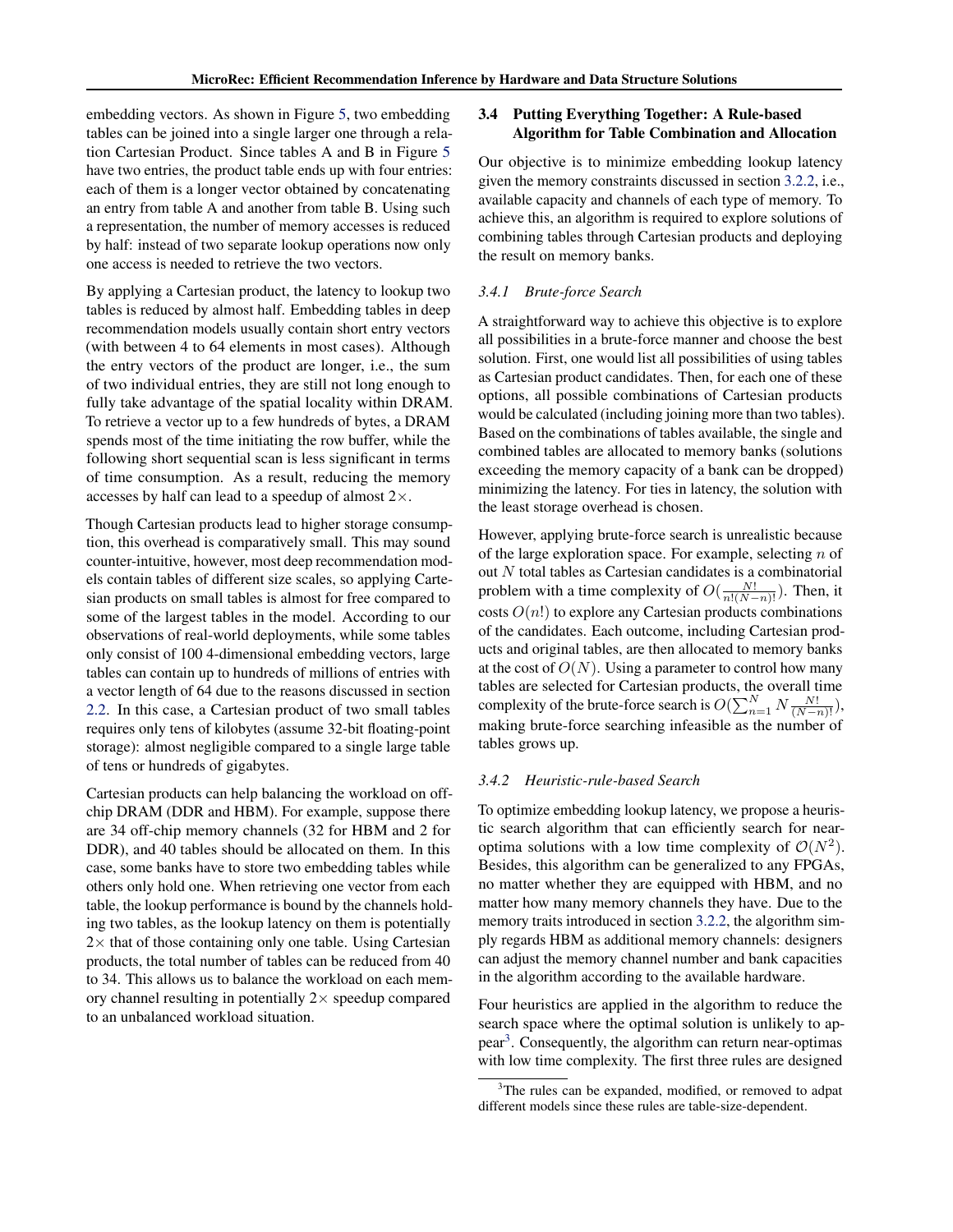embedding vectors. As shown in Figure 5, two embedding tables can be joined into a single larger one through a relation Cartesian Product. Since tables A and B in Figure 5 have two entries, the product table ends up with four entries: each of them is a longer vector obtained by concatenating an entry from table A and another from table B. Using such a representation, the number of memory accesses is reduced by half: instead of two separate lookup operations now only one access is needed to retrieve the two vectors.

By applying a Cartesian product, the latency to lookup two tables is reduced by almost half. Embedding tables in deep recommendation models usually contain short entry vectors (with between 4 to 64 elements in most cases). Although the entry vectors of the product are longer, i.e., the sum of two individual entries, they are still not long enough to fully take advantage of the spatial locality within DRAM. To retrieve a vector up to a few hundreds of bytes, a DRAM spends most of the time initiating the row buffer, while the following short sequential scan is less significant in terms of time consumption. As a result, reducing the memory accesses by half can lead to a speedup of almost 2×.

Though Cartesian products lead to higher storage consumption, this overhead is comparatively small. This may sound counter-intuitive, however, most deep recommendation models contain tables of different size scales, so applying Cartesian products on small tables is almost for free compared to some of the largest tables in the model. According to our observations of real-world deployments, while some tables only consist of 100 4-dimensional embedding vectors, large tables can contain up to hundreds of millions of entries with a vector length of 64 due to the reasons discussed in section 2.2. In this case, a Cartesian product of two small tables requires only tens of kilobytes (assume 32-bit floating-point storage): almost negligible compared to a single large table of tens or hundreds of gigabytes.

Cartesian products can help balancing the workload on off-chip DRAM (DDR and HBM). For example, suppose there are 34 off-chip memory channels (32 for HBM and 2 for DDR), and 40 tables should be allocated on them. In this case, some banks have to store two embedding tables while others only hold one. When retrieving one vector from each table, the lookup performance is bound by the channels holding two tables, as the lookup latency on them is potentially 2× that of those containing only one table. Using Cartesian products, the total number of tables can be reduced from 40 to 34. This allows us to balance the workload on each memory channel resulting in potentially 2× speedup compared to an unbalanced workload situation.

## 3.4 Putting Everything Together: A Rule-based Algorithm for Table Combination and Allocation

Our objective is to minimize embedding lookup latency given the memory constraints discussed in section 3.2.2, i.e., available capacity and channels of each type of memory. To achieve this, an algorithm is required to explore solutions of combining tables through Cartesian products and deploying the result on memory banks.

### 3.4.1 *Brute-force Search*

A straightforward way to achieve this objective is to explore all possibilities in a brute-force manner and choose the best solution. First, one would list all possibilities of using tables as Cartesian product candidates. Then, for each one of these options, all possible combinations of Cartesian products would be calculated (including joining more than two tables). Based on the combinations of tables available, the single and combined tables are allocated to memory banks (solutions exceeding the memory capacity of a bank can be dropped) minimizing the latency. For ties in latency, the solution with the least storage overhead is chosen.

However, applying brute-force search is unrealistic because of the large exploration space. For example, selecting $n$ of out $N$ total tables as Cartesian candidates is a combinatorial problem with a time complexity of $O(\frac{N!}{n!(N-n)!})$. Then, it costs $O(n!)$ to explore any Cartesian products combinations of the candidates. Each outcome, including Cartesian products and original tables, are then allocated to memory banks at the cost of $O(N)$. Using a parameter to control how many tables are selected for Cartesian products, the overall time complexity of the brute-force search is $O(\sum_{n=1}^{N} N \frac{N!}{(N-n)!})$, making brute-force searching infeasible as the number of tables grows up.

### 3.4.2 *Heuristic-rule-based Search*

To optimize embedding lookup latency, we propose a heuristic search algorithm that can efficiently search for near-optima solutions with a low time complexity of $\mathcal{O}(N^2)$. Besides, this algorithm can be generalized to any FPGAs, no matter whether they are equipped with HBM, and no matter how many memory channels they have. Due to the memory traits introduced in section 3.2.2, the algorithm simply regards HBM as additional memory channels: designers can adjust the memory channel number and bank capacities in the algorithm according to the available hardware.

Four heuristics are applied in the algorithm to reduce the search space where the optimal solution is unlikely to appear[3]. Consequently, the algorithm can return near-optimas with low time complexity. The first three rules are designed

[3] The rules can be expanded, modified, or removed to adpat different models since these rules are table-size-dependent.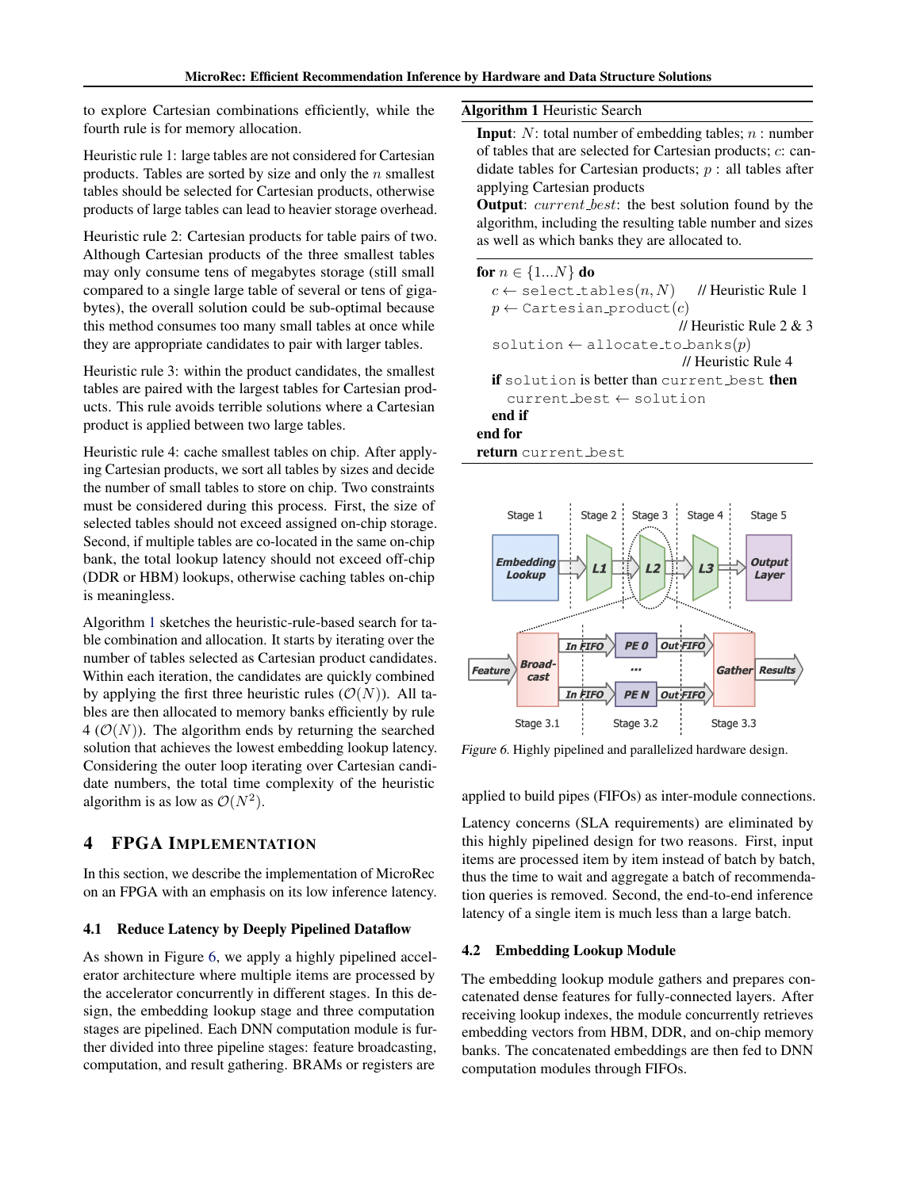to explore Cartesian combinations efficiently, while the fourth rule is for memory allocation.

Heuristic rule 1: large tables are not considered for Cartesian products. Tables are sorted by size and only the $n$ smallest tables should be selected for Cartesian products, otherwise products of large tables can lead to heavier storage overhead.

Heuristic rule 2: Cartesian products for table pairs of two. Although Cartesian products of the three smallest tables may only consume tens of megabytes storage (still small compared to a single large table of several or tens of gigabytes), the overall solution could be sub-optimal because this method consumes too many small tables at once while they are appropriate candidates to pair with larger tables.

Heuristic rule 3: within the product candidates, the smallest tables are paired with the largest tables for Cartesian products. This rule avoids terrible solutions where a Cartesian product is applied between two large tables.

Heuristic rule 4: cache smallest tables on chip. After applying Cartesian products, we sort all tables by sizes and decide the number of small tables to store on chip. Two constraints must be considered during this process. First, the size of selected tables should not exceed assigned on-chip storage. Second, if multiple tables are co-located in the same on-chip bank, the total lookup latency should not exceed off-chip (DDR or HBM) lookups, otherwise caching tables on-chip is meaningless.

Algorithm 1 sketches the heuristic-rule-based search for table combination and allocation. It starts by iterating over the number of tables selected as Cartesian product candidates. Within each iteration, the candidates are quickly combined by applying the first three heuristic rules ($\mathcal{O}(N)$). All tables are then allocated to memory banks efficiently by rule 4 ($\mathcal{O}(N)$). The algorithm ends by returning the searched solution that achieves the lowest embedding lookup latency. Considering the outer loop iterating over Cartesian candidate numbers, the total time complexity of the heuristic algorithm is as low as $\mathcal{O}(N^2)$.

**Algorithm 1** Heuristic Search

**Input**: $N$: total number of embedding tables; $n$ : number of tables that are selected for Cartesian products; $c$: candidate tables for Cartesian products; $p$ : all tables after applying Cartesian products
**Output**: $current\_best$: the best solution found by the algorithm, including the resulting table number and sizes as well as which banks they are allocated to.

```
for n ∈ {1...N} do
    c ← select_tables(n, N)        // Heuristic Rule 1
    p ← Cartesian_product(c)       // Heuristic Rule 2 & 3
    solution ← allocate_to_banks(p) // Heuristic Rule 4
    if solution is better than current_best then
        current_best ← solution
    end if
end for
return current_best
```

Figure 6. Highly pipelined and parallelized hardware design.

## 4 FPGA IMPLEMENTATION

In this section, we describe the implementation of MicroRec on an FPGA with an emphasis on its low inference latency.

### 4.1 Reduce Latency by Deeply Pipelined Dataflow

As shown in Figure 6, we apply a highly pipelined accelerator architecture where multiple items are processed by the accelerator concurrently in different stages. In this design, the embedding lookup stage and three computation stages are pipelined. Each DNN computation module is further divided into three pipeline stages: feature broadcasting, computation, and result gathering. BRAMs or registers are applied to build pipes (FIFOs) as inter-module connections.

Latency concerns (SLA requirements) are eliminated by this highly pipelined design for two reasons. First, input items are processed item by item instead of batch by batch, thus the time to wait and aggregate a batch of recommendation queries is removed. Second, the end-to-end inference latency of a single item is much less than a large batch.

### 4.2 Embedding Lookup Module

The embedding lookup module gathers and prepares concatenated dense features for fully-connected layers. After receiving lookup indexes, the module concurrently retrieves embedding vectors from HBM, DDR, and on-chip memory banks. The concatenated embeddings are then fed to DNN computation modules through FIFOs.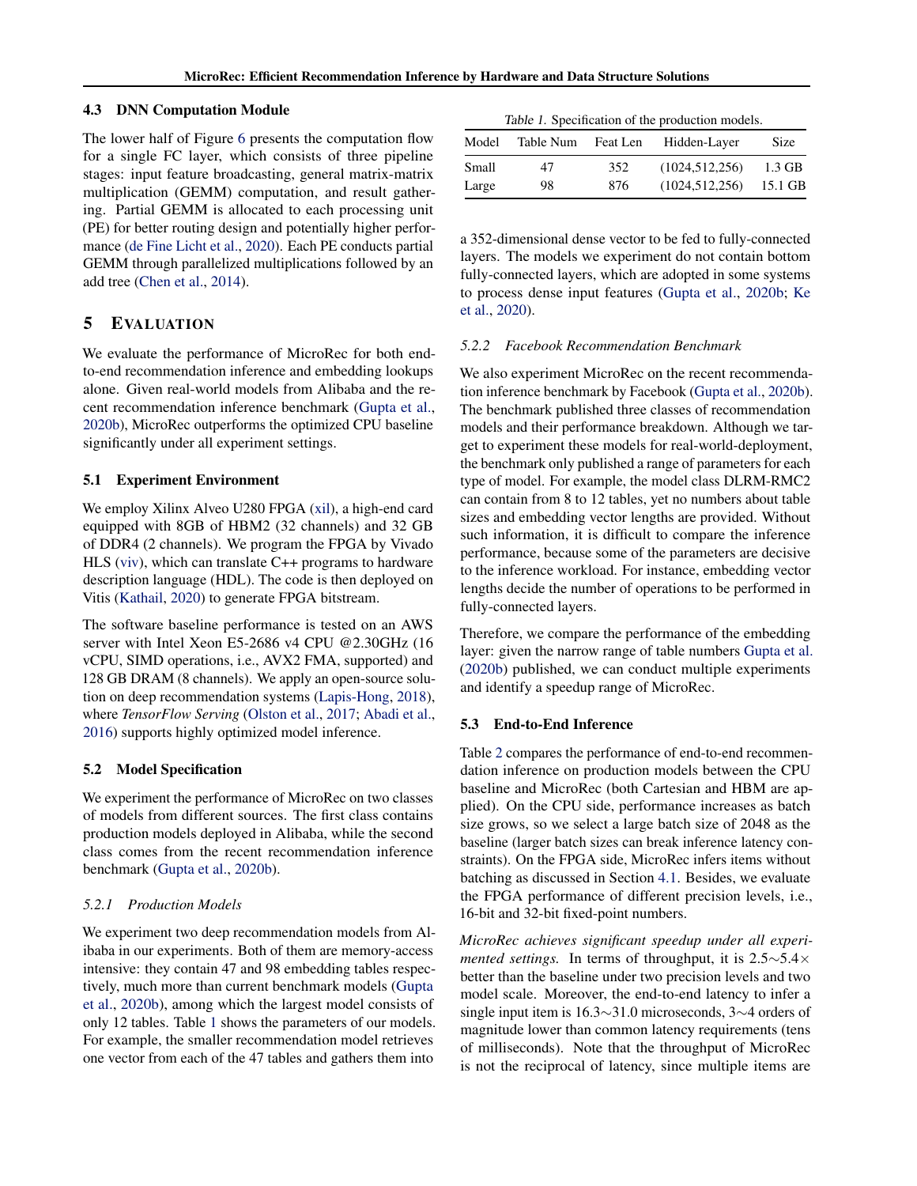### 4.3 DNN Computation Module

The lower half of Figure 6 presents the computation flow for a single FC layer, which consists of three pipeline stages: input feature broadcasting, general matrix-matrix multiplication (GEMM) computation, and result gathering. Partial GEMM is allocated to each processing unit (PE) for better routing design and potentially higher performance (de Fine Licht et al., 2020). Each PE conducts partial GEMM through parallelized multiplications followed by an add tree (Chen et al., 2014).

## 5 Evaluation

We evaluate the performance of MicroRec for both end-to-end recommendation inference and embedding lookups alone. Given real-world models from Alibaba and the recent recommendation inference benchmark (Gupta et al., 2020b), MicroRec outperforms the optimized CPU baseline significantly under all experiment settings.

### 5.1 Experiment Environment

We employ Xilinx Alveo U280 FPGA (xil), a high-end card equipped with 8GB of HBM2 (32 channels) and 32 GB of DDR4 (2 channels). We program the FPGA by Vivado HLS (viv), which can translate C++ programs to hardware description language (HDL). The code is then deployed on Vitis (Kathail, 2020) to generate FPGA bitstream.

The software baseline performance is tested on an AWS server with Intel Xeon E5-2686 v4 CPU @2.30GHz (16 vCPU, SIMD operations, i.e., AVX2 FMA, supported) and 128 GB DRAM (8 channels). We apply an open-source solution on deep recommendation systems (Lapis-Hong, 2018), where *TensorFlow Serving* (Olston et al., 2017; Abadi et al., 2016) supports highly optimized model inference.

### 5.2 Model Specification

We experiment the performance of MicroRec on two classes of models from different sources. The first class contains production models deployed in Alibaba, while the second class comes from the recent recommendation inference benchmark (Gupta et al., 2020b).

#### 5.2.1 Production Models

We experiment two deep recommendation models from Alibaba in our experiments. Both of them are memory-access intensive: they contain 47 and 98 embedding tables respectively, much more than current benchmark models (Gupta et al., 2020b), among which the largest model consists of only 12 tables. Table 1 shows the parameters of our models. For example, the smaller recommendation model retrieves one vector from each of the 47 tables and gathers them into a 352-dimensional dense vector to be fed to fully-connected layers. The models we experiment do not contain bottom fully-connected layers, which are adopted in some systems to process dense input features (Gupta et al., 2020b; Ke et al., 2020).

*Table 1.* Specification of the production models.

| Model | Table Num | Feat Len | Hidden-Layer | Size |
|---|---|---|---|---|
| Small | 47 | 352 | (1024,512,256) | 1.3 GB |
| Large | 98 | 876 | (1024,512,256) | 15.1 GB |

#### 5.2.2 Facebook Recommendation Benchmark

We also experiment MicroRec on the recent recommendation inference benchmark by Facebook (Gupta et al., 2020b). The benchmark published three classes of recommendation models and their performance breakdown. Although we target to experiment these models for real-world-deployment, the benchmark only published a range of parameters for each type of model. For example, the model class DLRM-RMC2 can contain from 8 to 12 tables, yet no numbers about table sizes and embedding vector lengths are provided. Without such information, it is difficult to compare the inference performance, because some of the parameters are decisive to the inference workload. For instance, embedding vector lengths decide the number of operations to be performed in fully-connected layers.

Therefore, we compare the performance of the embedding layer: given the narrow range of table numbers Gupta et al. (2020b) published, we can conduct multiple experiments and identify a speedup range of MicroRec.

### 5.3 End-to-End Inference

Table 2 compares the performance of end-to-end recommendation inference on production models between the CPU baseline and MicroRec (both Cartesian and HBM are applied). On the CPU side, performance increases as batch size grows, so we select a large batch size of 2048 as the baseline (larger batch sizes can break inference latency constraints). On the FPGA side, MicroRec infers items without batching as discussed in Section 4.1. Besides, we evaluate the FPGA performance of different precision levels, i.e., 16-bit and 32-bit fixed-point numbers.

*MicroRec achieves significant speedup under all experimented settings.* In terms of throughput, it is 2.5∼5.4× better than the baseline under two precision levels and two model scale. Moreover, the end-to-end latency to infer a single input item is 16.3∼31.0 microseconds, 3∼4 orders of magnitude lower than common latency requirements (tens of milliseconds). Note that the throughput of MicroRec is not the reciprocal of latency, since multiple items are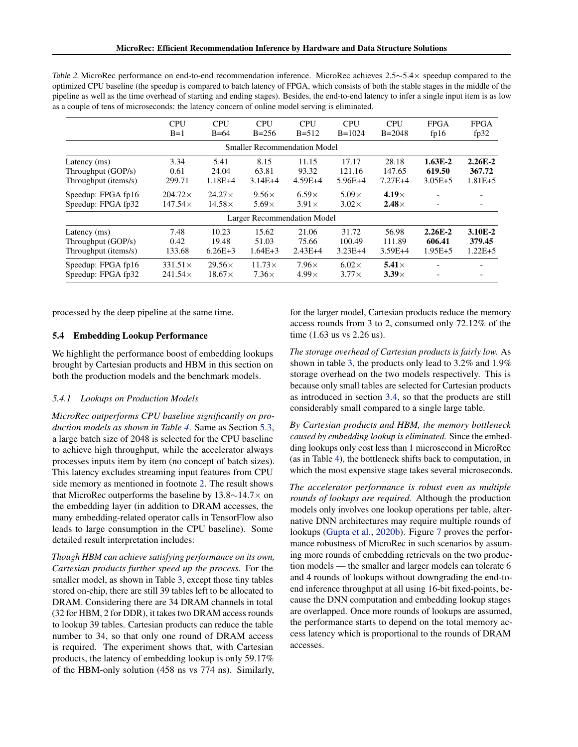Table 2. MicroRec performance on end-to-end recommendation inference. MicroRec achieves 2.5∼5.4× speedup compared to the optimized CPU baseline (the speedup is compared to batch latency of FPGA, which consists of both the stable stages in the middle of the pipeline as well as the time overhead of starting and ending stages). Besides, the end-to-end latency to infer a single input item is as low as a couple of tens of microseconds: the latency concern of online model serving is eliminated.

| | CPU B=1 | CPU B=64 | CPU B=256 | CPU B=512 | CPU B=1024 | CPU B=2048 | FPGA fp16 | FPGA fp32 |
|---|---|---|---|---|---|---|---|---|
| **Smaller Recommendation Model** | | | | | | | | |
| Latency (ms) | 3.34 | 5.41 | 8.15 | 11.15 | 17.17 | 28.18 | **1.63E-2** | **2.26E-2** |
| Throughput (GOP/s) | 0.61 | 24.04 | 63.81 | 93.32 | 121.16 | 147.65 | **619.50** | **367.72** |
| Throughput (items/s) | 299.71 | 1.18E+4 | 3.14E+4 | 4.59E+4 | 5.96E+4 | 7.27E+4 | 3.05E+5 | 1.81E+5 |
| Speedup: FPGA fp16 | 204.72× | 24.27× | 9.56× | 6.59× | 5.09× | **4.19×** | - | - |
| Speedup: FPGA fp32 | 147.54× | 14.58× | 5.69× | 3.91× | 3.02× | **2.48×** | - | - |
| **Larger Recommendation Model** | | | | | | | | |
| Latency (ms) | 7.48 | 10.23 | 15.62 | 21.06 | 31.72 | 56.98 | **2.26E-2** | **3.10E-2** |
| Throughput (GOP/s) | 0.42 | 19.48 | 51.03 | 75.66 | 100.49 | 111.89 | **606.41** | **379.45** |
| Throughput (items/s) | 133.68 | 6.26E+3 | 1.64E+3 | 2.43E+4 | 3.23E+4 | 3.59E+4 | 1.95E+5 | 1.22E+5 |
| Speedup: FPGA fp16 | 331.51× | 29.56× | 11.73× | 7.96× | 6.02× | **5.41×** | - | - |
| Speedup: FPGA fp32 | 241.54× | 18.67× | 7.36× | 4.99× | 3.77× | **3.39×** | - | - |

processed by the deep pipeline at the same time.

### 5.4 Embedding Lookup Performance

We highlight the performance boost of embedding lookups brought by Cartesian products and HBM in this section on both the production models and the benchmark models.

#### 5.4.1 Lookups on Production Models

*MicroRec outperforms CPU baseline significantly on production models as shown in Table 4.* Same as Section 5.3, a large batch size of 2048 is selected for the CPU baseline to achieve high throughput, while the accelerator always processes inputs item by item (no concept of batch sizes). This latency excludes streaming input features from CPU side memory as mentioned in footnote 2. The result shows that MicroRec outperforms the baseline by 13.8∼14.7× on the embedding layer (in addition to DRAM accesses, the many embedding-related operator calls in TensorFlow also leads to large consumption in the CPU baseline). Some detailed result interpretation includes:

*Though HBM can achieve satisfying performance on its own, Cartesian products further speed up the process.* For the smaller model, as shown in Table 3, except those tiny tables stored on-chip, there are still 39 tables left to be allocated to DRAM. Considering there are 34 DRAM channels in total (32 for HBM, 2 for DDR), it takes two DRAM access rounds to lookup 39 tables. Cartesian products can reduce the table number to 34, so that only one round of DRAM access is required. The experiment shows that, with Cartesian products, the latency of embedding lookup is only 59.17% of the HBM-only solution (458 ns vs 774 ns). Similarly, for the larger model, Cartesian products reduce the memory access rounds from 3 to 2, consumed only 72.12% of the time (1.63 us vs 2.26 us).

*The storage overhead of Cartesian products is fairly low.* As shown in table 3, the products only lead to 3.2% and 1.9% storage overhead on the two models respectively. This is because only small tables are selected for Cartesian products as introduced in section 3.4, so that the products are still considerably small compared to a single large table.

*By Cartesian products and HBM, the memory bottleneck caused by embedding lookup is eliminated.* Since the embedding lookups only cost less than 1 microsecond in MicroRec (as in Table 4), the bottleneck shifts back to computation, in which the most expensive stage takes several microseconds.

*The accelerator performance is robust even as multiple rounds of lookups are required.* Although the production models only involves one lookup operations per table, alternative DNN architectures may require multiple rounds of lookups (Gupta et al., 2020b). Figure 7 proves the performance robustness of MicroRec in such scenarios by assuming more rounds of embedding retrievals on the two production models — the smaller and larger models can tolerate 6 and 4 rounds of lookups without downgrading the end-to-end inference throughput at all using 16-bit fixed-points, because the DNN computation and embedding lookup stages are overlapped. Once more rounds of lookups are assumed, the performance starts to depend on the total memory access latency which is proportional to the rounds of DRAM accesses.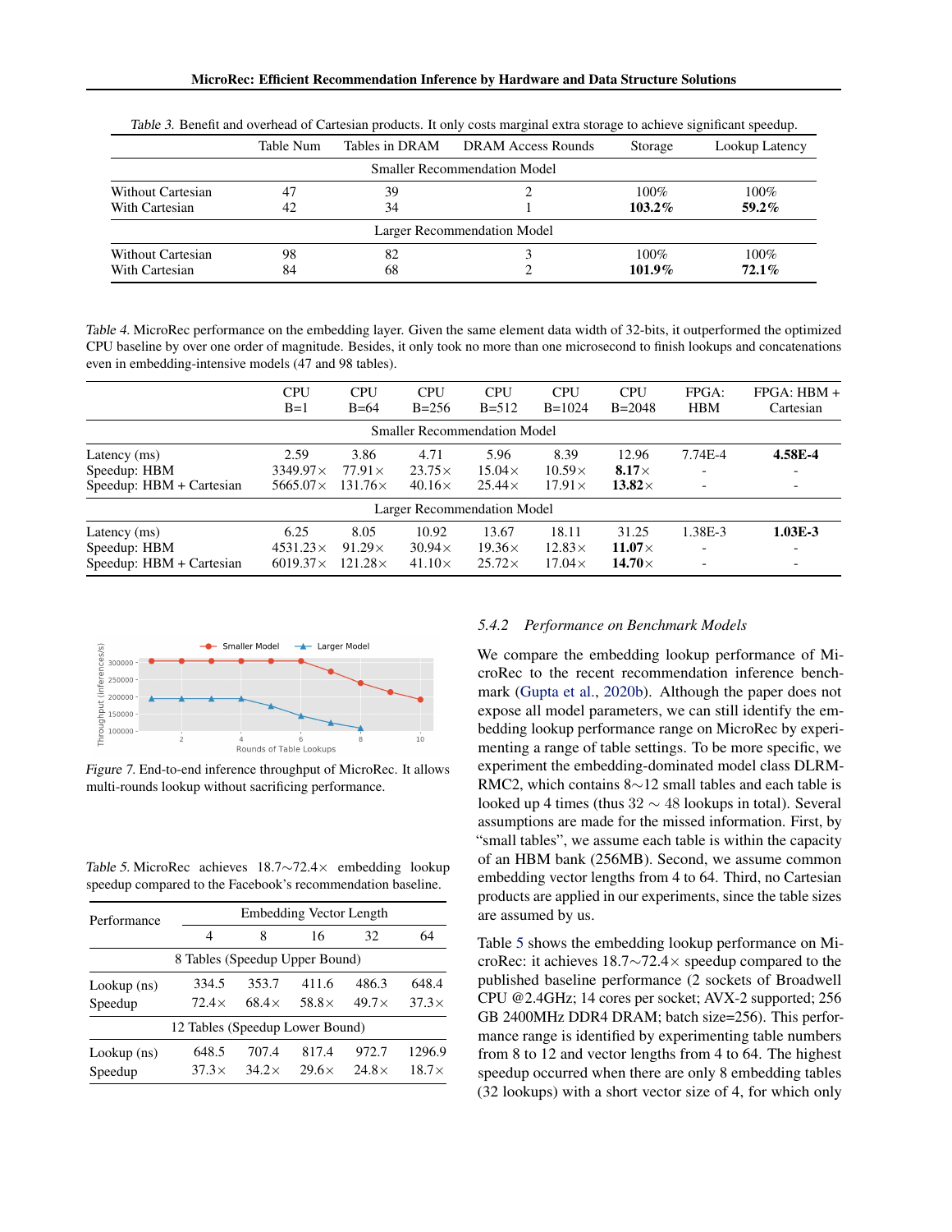Table 3. Benefit and overhead of Cartesian products. It only costs marginal extra storage to achieve significant speedup.

| | Table Num | Tables in DRAM | DRAM Access Rounds | Storage | Lookup Latency |
|---|---|---|---|---|---|
| Smaller Recommendation Model | | | | | |
| Without Cartesian | 47 | 39 | 2 | 100% | 100% |
| With Cartesian | 42 | 34 | 1 | **103.2%** | **59.2%** |
| Larger Recommendation Model | | | | | |
| Without Cartesian | 98 | 82 | 3 | 100% | 100% |
| With Cartesian | 84 | 68 | 2 | **101.9%** | **72.1%** |

Table 4. MicroRec performance on the embedding layer. Given the same element data width of 32-bits, it outperformed the optimized CPU baseline by over one order of magnitude. Besides, it only took no more than one microsecond to finish lookups and concatenations even in embedding-intensive models (47 and 98 tables).

| | CPU B=1 | CPU B=64 | CPU B=256 | CPU B=512 | CPU B=1024 | CPU B=2048 | FPGA: HBM | FPGA: HBM + Cartesian |
|---|---|---|---|---|---|---|---|---|
| Smaller Recommendation Model | | | | | | | | |
| Latency (ms) | 2.59 | 3.86 | 4.71 | 5.96 | 8.39 | 12.96 | 7.74E-4 | **4.58E-4** |
| Speedup: HBM | 3349.97× | 77.91× | 23.75× | 15.04× | 10.59× | **8.17**× | - | - |
| Speedup: HBM + Cartesian | 5665.07× | 131.76× | 40.16× | 25.44× | 17.91× | **13.82**× | - | - |
| Larger Recommendation Model | | | | | | | | |
| Latency (ms) | 6.25 | 8.05 | 10.92 | 13.67 | 18.11 | 31.25 | 1.38E-3 | **1.03E-3** |
| Speedup: HBM | 4531.23× | 91.29× | 30.94× | 19.36× | 12.83× | **11.07**× | - | - |
| Speedup: HBM + Cartesian | 6019.37× | 121.28× | 41.10× | 25.72× | 17.04× | **14.70**× | - | - |

Figure 7. End-to-end inference throughput of MicroRec. It allows multi-rounds lookup without sacrificing performance.

Table 5. MicroRec achieves 18.7∼72.4× embedding lookup speedup compared to the Facebook's recommendation baseline.

| Performance | Embedding Vector Length | | | | |
|---|---|---|---|---|---|
| | 4 | 8 | 16 | 32 | 64 |
| 8 Tables (Speedup Upper Bound) | | | | | |
| Lookup (ns) | 334.5 | 353.7 | 411.6 | 486.3 | 648.4 |
| Speedup | 72.4× | 68.4× | 58.8× | 49.7× | 37.3× |
| 12 Tables (Speedup Lower Bound) | | | | | |
| Lookup (ns) | 648.5 | 707.4 | 817.4 | 972.7 | 1296.9 |
| Speedup | 37.3× | 34.2× | 29.6× | 24.8× | 18.7× |

### 5.4.2 Performance on Benchmark Models

We compare the embedding lookup performance of MicroRec to the recent recommendation inference benchmark (Gupta et al., 2020b). Although the paper does not expose all model parameters, we can still identify the embedding lookup performance range on MicroRec by experimenting a range of table settings. To be more specific, we experiment the embedding-dominated model class DLRM-RMC2, which contains 8∼12 small tables and each table is looked up 4 times (thus 32 ∼ 48 lookups in total). Several assumptions are made for the missed information. First, by "small tables", we assume each table is within the capacity of an HBM bank (256MB). Second, we assume common embedding vector lengths from 4 to 64. Third, no Cartesian products are applied in our experiments, since the table sizes are assumed by us.

Table 5 shows the embedding lookup performance on MicroRec: it achieves 18.7∼72.4× speedup compared to the published baseline performance (2 sockets of Broadwell CPU @2.4GHz; 14 cores per socket; AVX-2 supported; 256 GB 2400MHz DDR4 DRAM; batch size=256). This performance range is identified by experimenting table numbers from 8 to 12 and vector lengths from 4 to 64. The highest speedup occurred when there are only 8 embedding tables (32 lookups) with a short vector size of 4, for which only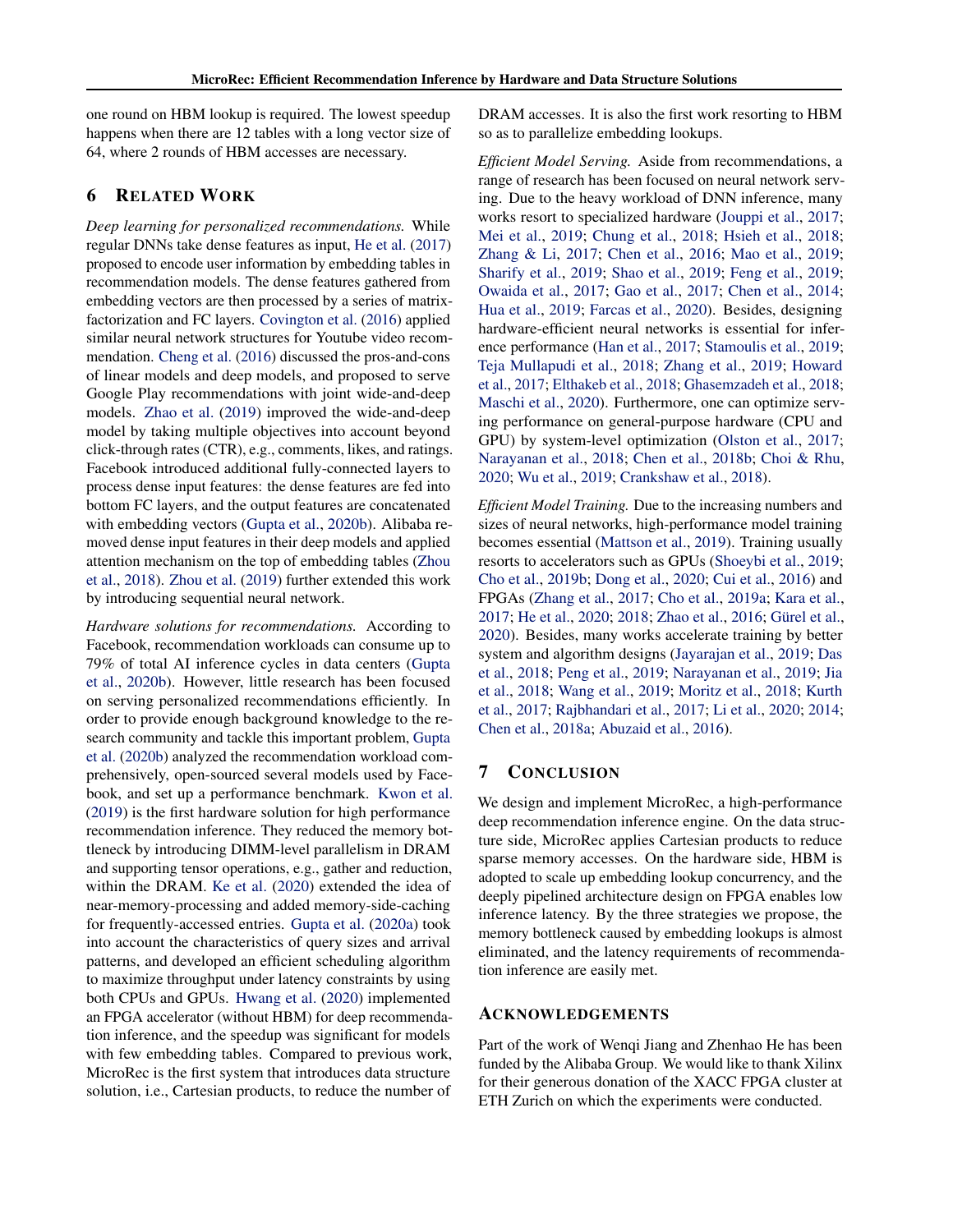one round on HBM lookup is required. The lowest speedup happens when there are 12 tables with a long vector size of 64, where 2 rounds of HBM accesses are necessary.

## 6 RELATED WORK

*Deep learning for personalized recommendations.* While regular DNNs take dense features as input, He et al. (2017) proposed to encode user information by embedding tables in recommendation models. The dense features gathered from embedding vectors are then processed by a series of matrix-factorization and FC layers. Covington et al. (2016) applied similar neural network structures for Youtube video recommendation. Cheng et al. (2016) discussed the pros-and-cons of linear models and deep models, and proposed to serve Google Play recommendations with joint wide-and-deep models. Zhao et al. (2019) improved the wide-and-deep model by taking multiple objectives into account beyond click-through rates (CTR), e.g., comments, likes, and ratings. Facebook introduced additional fully-connected layers to process dense input features: the dense features are fed into bottom FC layers, and the output features are concatenated with embedding vectors (Gupta et al., 2020b). Alibaba removed dense input features in their deep models and applied attention mechanism on the top of embedding tables (Zhou et al., 2018). Zhou et al. (2019) further extended this work by introducing sequential neural network.

*Hardware solutions for recommendations.* According to Facebook, recommendation workloads can consume up to 79% of total AI inference cycles in data centers (Gupta et al., 2020b). However, little research has been focused on serving personalized recommendations efficiently. In order to provide enough background knowledge to the research community and tackle this important problem, Gupta et al. (2020b) analyzed the recommendation workload comprehensively, open-sourced several models used by Facebook, and set up a performance benchmark. Kwon et al. (2019) is the first hardware solution for high performance recommendation inference. They reduced the memory bottleneck by introducing DIMM-level parallelism in DRAM and supporting tensor operations, e.g., gather and reduction, within the DRAM. Ke et al. (2020) extended the idea of near-memory-processing and added memory-side-caching for frequently-accessed entries. Gupta et al. (2020a) took into account the characteristics of query sizes and arrival patterns, and developed an efficient scheduling algorithm to maximize throughput under latency constraints by using both CPUs and GPUs. Hwang et al. (2020) implemented an FPGA accelerator (without HBM) for deep recommendation inference, and the speedup was significant for models with few embedding tables. Compared to previous work, MicroRec is the first system that introduces data structure solution, i.e., Cartesian products, to reduce the number of DRAM accesses. It is also the first work resorting to HBM so as to parallelize embedding lookups.

*Efficient Model Serving.* Aside from recommendations, a range of research has been focused on neural network serving. Due to the heavy workload of DNN inference, many works resort to specialized hardware (Jouppi et al., 2017; Mei et al., 2019; Chung et al., 2018; Hsieh et al., 2018; Zhang & Li, 2017; Chen et al., 2016; Mao et al., 2019; Sharify et al., 2019; Shao et al., 2019; Feng et al., 2019; Owaida et al., 2017; Gao et al., 2017; Chen et al., 2014; Hua et al., 2019; Farcas et al., 2020). Besides, designing hardware-efficient neural networks is essential for inference performance (Han et al., 2017; Stamoulis et al., 2019; Teja Mullapudi et al., 2018; Zhang et al., 2019; Howard et al., 2017; Elthakeb et al., 2018; Ghasemzadeh et al., 2018; Maschi et al., 2020). Furthermore, one can optimize serving performance on general-purpose hardware (CPU and GPU) by system-level optimization (Olston et al., 2017; Narayanan et al., 2018; Chen et al., 2018b; Choi & Rhu, 2020; Wu et al., 2019; Crankshaw et al., 2018).

*Efficient Model Training.* Due to the increasing numbers and sizes of neural networks, high-performance model training becomes essential (Mattson et al., 2019). Training usually resorts to accelerators such as GPUs (Shoeybi et al., 2019; Cho et al., 2019b; Dong et al., 2020; Cui et al., 2016) and FPGAs (Zhang et al., 2017; Cho et al., 2019a; Kara et al., 2017; He et al., 2020; 2018; Zhao et al., 2016; Gürel et al., 2020). Besides, many works accelerate training by better system and algorithm designs (Jayarajan et al., 2019; Das et al., 2018; Peng et al., 2019; Narayanan et al., 2019; Jia et al., 2018; Wang et al., 2019; Moritz et al., 2018; Kurth et al., 2017; Rajbhandari et al., 2017; Li et al., 2020; 2014; Chen et al., 2018a; Abuzaid et al., 2016).

## 7 CONCLUSION

We design and implement MicroRec, a high-performance deep recommendation inference engine. On the data structure side, MicroRec applies Cartesian products to reduce sparse memory accesses. On the hardware side, HBM is adopted to scale up embedding lookup concurrency, and the deeply pipelined architecture design on FPGA enables low inference latency. By the three strategies we propose, the memory bottleneck caused by embedding lookups is almost eliminated, and the latency requirements of recommendation inference are easily met.

## ACKNOWLEDGEMENTS

Part of the work of Wenqi Jiang and Zhenhao He has been funded by the Alibaba Group. We would like to thank Xilinx for their generous donation of the XACC FPGA cluster at ETH Zurich on which the experiments were conducted.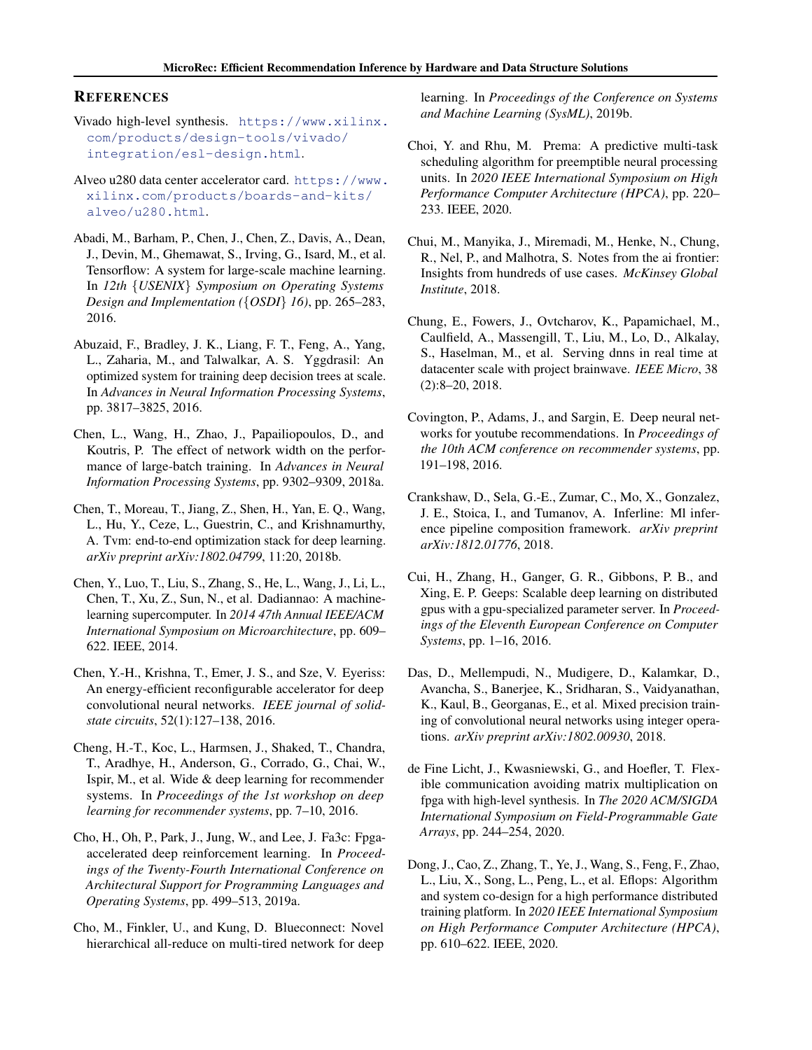## REFERENCES

Vivado high-level synthesis. https://www.xilinx.com/products/design-tools/vivado/integration/esl-design.html.

Alveo u280 data center accelerator card. https://www.xilinx.com/products/boards-and-kits/alveo/u280.html.

Abadi, M., Barham, P., Chen, J., Chen, Z., Davis, A., Dean, J., Devin, M., Ghemawat, S., Irving, G., Isard, M., et al. Tensorflow: A system for large-scale machine learning. In *12th {USENIX} Symposium on Operating Systems Design and Implementation ({OSDI} 16)*, pp. 265–283, 2016.

Abuzaid, F., Bradley, J. K., Liang, F. T., Feng, A., Yang, L., Zaharia, M., and Talwalkar, A. S. Yggdrasil: An optimized system for training deep decision trees at scale. In *Advances in Neural Information Processing Systems*, pp. 3817–3825, 2016.

Chen, L., Wang, H., Zhao, J., Papailiopoulos, D., and Koutris, P. The effect of network width on the performance of large-batch training. In *Advances in Neural Information Processing Systems*, pp. 9302–9309, 2018a.

Chen, T., Moreau, T., Jiang, Z., Shen, H., Yan, E. Q., Wang, L., Hu, Y., Ceze, L., Guestrin, C., and Krishnamurthy, A. Tvm: end-to-end optimization stack for deep learning. *arXiv preprint arXiv:1802.04799*, 11:20, 2018b.

Chen, Y., Luo, T., Liu, S., Zhang, S., He, L., Wang, J., Li, L., Chen, T., Xu, Z., Sun, N., et al. Dadiannao: A machine-learning supercomputer. In *2014 47th Annual IEEE/ACM International Symposium on Microarchitecture*, pp. 609–622. IEEE, 2014.

Chen, Y.-H., Krishna, T., Emer, J. S., and Sze, V. Eyeriss: An energy-efficient reconfigurable accelerator for deep convolutional neural networks. *IEEE journal of solid-state circuits*, 52(1):127–138, 2016.

Cheng, H.-T., Koc, L., Harmsen, J., Shaked, T., Chandra, T., Aradhye, H., Anderson, G., Corrado, G., Chai, W., Ispir, M., et al. Wide & deep learning for recommender systems. In *Proceedings of the 1st workshop on deep learning for recommender systems*, pp. 7–10, 2016.

Cho, H., Oh, P., Park, J., Jung, W., and Lee, J. Fa3c: Fpga-accelerated deep reinforcement learning. In *Proceedings of the Twenty-Fourth International Conference on Architectural Support for Programming Languages and Operating Systems*, pp. 499–513, 2019a.

Cho, M., Finkler, U., and Kung, D. Blueconnect: Novel hierarchical all-reduce on multi-tired network for deep learning. In *Proceedings of the Conference on Systems and Machine Learning (SysML)*, 2019b.

Choi, Y. and Rhu, M. Prema: A predictive multi-task scheduling algorithm for preemptible neural processing units. In *2020 IEEE International Symposium on High Performance Computer Architecture (HPCA)*, pp. 220–233. IEEE, 2020.

Chui, M., Manyika, J., Miremadi, M., Henke, N., Chung, R., Nel, P., and Malhotra, S. Notes from the ai frontier: Insights from hundreds of use cases. *McKinsey Global Institute*, 2018.

Chung, E., Fowers, J., Ovtcharov, K., Papamichael, M., Caulfield, A., Massengill, T., Liu, M., Lo, D., Alkalay, S., Haselman, M., et al. Serving dnns in real time at datacenter scale with project brainwave. *IEEE Micro*, 38 (2):8–20, 2018.

Covington, P., Adams, J., and Sargin, E. Deep neural networks for youtube recommendations. In *Proceedings of the 10th ACM conference on recommender systems*, pp. 191–198, 2016.

Crankshaw, D., Sela, G.-E., Zumar, C., Mo, X., Gonzalez, J. E., Stoica, I., and Tumanov, A. Inferline: Ml inference pipeline composition framework. *arXiv preprint arXiv:1812.01776*, 2018.

Cui, H., Zhang, H., Ganger, G. R., Gibbons, P. B., and Xing, E. P. Geeps: Scalable deep learning on distributed gpus with a gpu-specialized parameter server. In *Proceedings of the Eleventh European Conference on Computer Systems*, pp. 1–16, 2016.

Das, D., Mellempudi, N., Mudigere, D., Kalamkar, D., Avancha, S., Banerjee, K., Sridharan, S., Vaidyanathan, K., Kaul, B., Georganas, E., et al. Mixed precision training of convolutional neural networks using integer operations. *arXiv preprint arXiv:1802.00930*, 2018.

de Fine Licht, J., Kwasniewski, G., and Hoefler, T. Flexible communication avoiding matrix multiplication on fpga with high-level synthesis. In *The 2020 ACM/SIGDA International Symposium on Field-Programmable Gate Arrays*, pp. 244–254, 2020.

Dong, J., Cao, Z., Zhang, T., Ye, J., Wang, S., Feng, F., Zhao, L., Liu, X., Song, L., Peng, L., et al. Eflops: Algorithm and system co-design for a high performance distributed training platform. In *2020 IEEE International Symposium on High Performance Computer Architecture (HPCA)*, pp. 610–622. IEEE, 2020.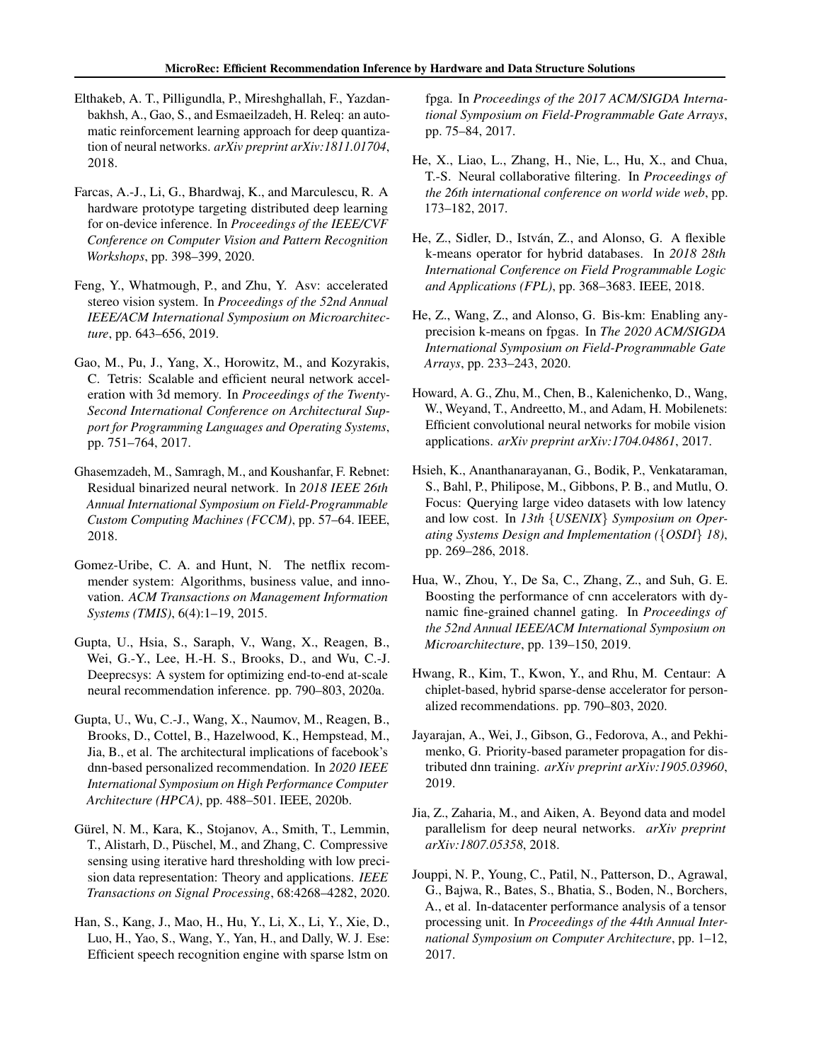Elthakeb, A. T., Pilligundla, P., Mireshghallah, F., Yazdanbakhsh, A., Gao, S., and Esmaeilzadeh, H. Releq: an automatic reinforcement learning approach for deep quantization of neural networks. *arXiv preprint arXiv:1811.01704*, 2018.

Farcas, A.-J., Li, G., Bhardwaj, K., and Marculescu, R. A hardware prototype targeting distributed deep learning for on-device inference. In *Proceedings of the IEEE/CVF Conference on Computer Vision and Pattern Recognition Workshops*, pp. 398–399, 2020.

Feng, Y., Whatmough, P., and Zhu, Y. Asv: accelerated stereo vision system. In *Proceedings of the 52nd Annual IEEE/ACM International Symposium on Microarchitecture*, pp. 643–656, 2019.

Gao, M., Pu, J., Yang, X., Horowitz, M., and Kozyrakis, C. Tetris: Scalable and efficient neural network acceleration with 3d memory. In *Proceedings of the Twenty-Second International Conference on Architectural Support for Programming Languages and Operating Systems*, pp. 751–764, 2017.

Ghasemzadeh, M., Samragh, M., and Koushanfar, F. Rebnet: Residual binarized neural network. In *2018 IEEE 26th Annual International Symposium on Field-Programmable Custom Computing Machines (FCCM)*, pp. 57–64. IEEE, 2018.

Gomez-Uribe, C. A. and Hunt, N. The netflix recommender system: Algorithms, business value, and innovation. *ACM Transactions on Management Information Systems (TMIS)*, 6(4):1–19, 2015.

Gupta, U., Hsia, S., Saraph, V., Wang, X., Reagen, B., Wei, G.-Y., Lee, H.-H. S., Brooks, D., and Wu, C.-J. Deeprecsys: A system for optimizing end-to-end at-scale neural recommendation inference. pp. 790–803, 2020a.

Gupta, U., Wu, C.-J., Wang, X., Naumov, M., Reagen, B., Brooks, D., Cottel, B., Hazelwood, K., Hempstead, M., Jia, B., et al. The architectural implications of facebook's dnn-based personalized recommendation. In *2020 IEEE International Symposium on High Performance Computer Architecture (HPCA)*, pp. 488–501. IEEE, 2020b.

Gürel, N. M., Kara, K., Stojanov, A., Smith, T., Lemmin, T., Alistarh, D., Püschel, M., and Zhang, C. Compressive sensing using iterative hard thresholding with low precision data representation: Theory and applications. *IEEE Transactions on Signal Processing*, 68:4268–4282, 2020.

Han, S., Kang, J., Mao, H., Hu, Y., Li, X., Li, Y., Xie, D., Luo, H., Yao, S., Wang, Y., Yan, H., and Dally, W. J. Ese: Efficient speech recognition engine with sparse lstm on fpga. In *Proceedings of the 2017 ACM/SIGDA International Symposium on Field-Programmable Gate Arrays*, pp. 75–84, 2017.

He, X., Liao, L., Zhang, H., Nie, L., Hu, X., and Chua, T.-S. Neural collaborative filtering. In *Proceedings of the 26th international conference on world wide web*, pp. 173–182, 2017.

He, Z., Sidler, D., István, Z., and Alonso, G. A flexible k-means operator for hybrid databases. In *2018 28th International Conference on Field Programmable Logic and Applications (FPL)*, pp. 368–3683. IEEE, 2018.

He, Z., Wang, Z., and Alonso, G. Bis-km: Enabling any-precision k-means on fpgas. In *The 2020 ACM/SIGDA International Symposium on Field-Programmable Gate Arrays*, pp. 233–243, 2020.

Howard, A. G., Zhu, M., Chen, B., Kalenichenko, D., Wang, W., Weyand, T., Andreetto, M., and Adam, H. Mobilenets: Efficient convolutional neural networks for mobile vision applications. *arXiv preprint arXiv:1704.04861*, 2017.

Hsieh, K., Ananthanarayanan, G., Bodik, P., Venkataraman, S., Bahl, P., Philipose, M., Gibbons, P. B., and Mutlu, O. Focus: Querying large video datasets with low latency and low cost. In *13th {USENIX} Symposium on Operating Systems Design and Implementation ({OSDI} 18)*, pp. 269–286, 2018.

Hua, W., Zhou, Y., De Sa, C., Zhang, Z., and Suh, G. E. Boosting the performance of cnn accelerators with dynamic fine-grained channel gating. In *Proceedings of the 52nd Annual IEEE/ACM International Symposium on Microarchitecture*, pp. 139–150, 2019.

Hwang, R., Kim, T., Kwon, Y., and Rhu, M. Centaur: A chiplet-based, hybrid sparse-dense accelerator for personalized recommendations. pp. 790–803, 2020.

Jayarajan, A., Wei, J., Gibson, G., Fedorova, A., and Pekhimenko, G. Priority-based parameter propagation for distributed dnn training. *arXiv preprint arXiv:1905.03960*, 2019.

Jia, Z., Zaharia, M., and Aiken, A. Beyond data and model parallelism for deep neural networks. *arXiv preprint arXiv:1807.05358*, 2018.

Jouppi, N. P., Young, C., Patil, N., Patterson, D., Agrawal, G., Bajwa, R., Bates, S., Bhatia, S., Boden, N., Borchers, A., et al. In-datacenter performance analysis of a tensor processing unit. In *Proceedings of the 44th Annual International Symposium on Computer Architecture*, pp. 1–12, 2017.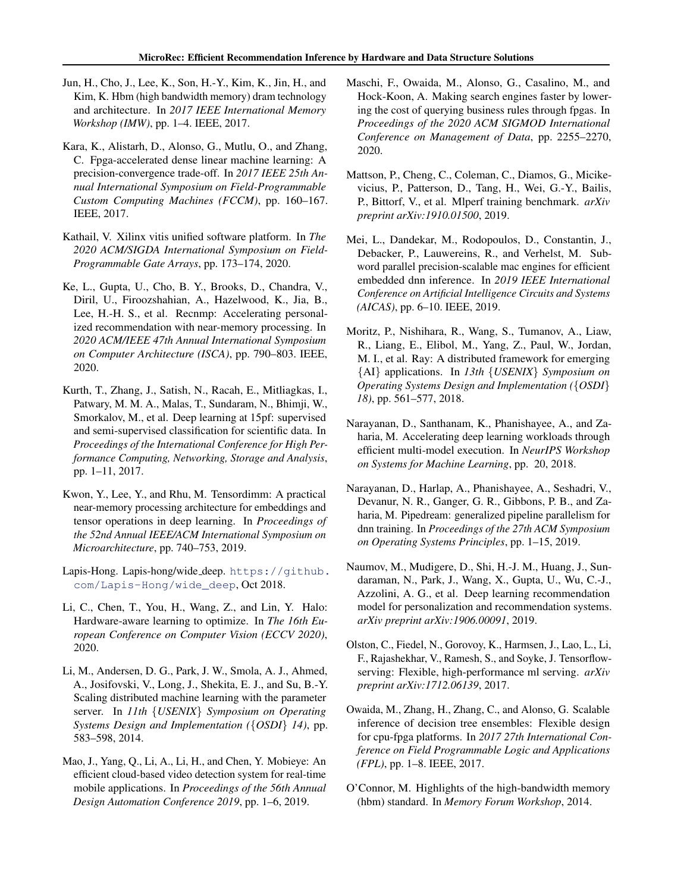Jun, H., Cho, J., Lee, K., Son, H.-Y., Kim, K., Jin, H., and Kim, K. Hbm (high bandwidth memory) dram technology and architecture. In *2017 IEEE International Memory Workshop (IMW)*, pp. 1–4. IEEE, 2017.

Kara, K., Alistarh, D., Alonso, G., Mutlu, O., and Zhang, C. Fpga-accelerated dense linear machine learning: A precision-convergence trade-off. In *2017 IEEE 25th Annual International Symposium on Field-Programmable Custom Computing Machines (FCCM)*, pp. 160–167. IEEE, 2017.

Kathail, V. Xilinx vitis unified software platform. In *The 2020 ACM/SIGDA International Symposium on Field-Programmable Gate Arrays*, pp. 173–174, 2020.

Ke, L., Gupta, U., Cho, B. Y., Brooks, D., Chandra, V., Diril, U., Firoozshahian, A., Hazelwood, K., Jia, B., Lee, H.-H. S., et al. Recnmp: Accelerating personalized recommendation with near-memory processing. In *2020 ACM/IEEE 47th Annual International Symposium on Computer Architecture (ISCA)*, pp. 790–803. IEEE, 2020.

Kurth, T., Zhang, J., Satish, N., Racah, E., Mitliagkas, I., Patwary, M. M. A., Malas, T., Sundaram, N., Bhimji, W., Smorkalov, M., et al. Deep learning at 15pf: supervised and semi-supervised classification for scientific data. In *Proceedings of the International Conference for High Performance Computing, Networking, Storage and Analysis*, pp. 1–11, 2017.

Kwon, Y., Lee, Y., and Rhu, M. Tensordimm: A practical near-memory processing architecture for embeddings and tensor operations in deep learning. In *Proceedings of the 52nd Annual IEEE/ACM International Symposium on Microarchitecture*, pp. 740–753, 2019.

Lapis-Hong. Lapis-hong/wide_deep. https://github.com/Lapis-Hong/wide_deep, Oct 2018.

Li, C., Chen, T., You, H., Wang, Z., and Lin, Y. Halo: Hardware-aware learning to optimize. In *The 16th European Conference on Computer Vision (ECCV 2020)*, 2020.

Li, M., Andersen, D. G., Park, J. W., Smola, A. J., Ahmed, A., Josifovski, V., Long, J., Shekita, E. J., and Su, B.-Y. Scaling distributed machine learning with the parameter server. In *11th {USENIX} Symposium on Operating Systems Design and Implementation ({OSDI} 14)*, pp. 583–598, 2014.

Mao, J., Yang, Q., Li, A., Li, H., and Chen, Y. Mobieye: An efficient cloud-based video detection system for real-time mobile applications. In *Proceedings of the 56th Annual Design Automation Conference 2019*, pp. 1–6, 2019.

Maschi, F., Owaida, M., Alonso, G., Casalino, M., and Hock-Koon, A. Making search engines faster by lowering the cost of querying business rules through fpgas. In *Proceedings of the 2020 ACM SIGMOD International Conference on Management of Data*, pp. 2255–2270, 2020.

Mattson, P., Cheng, C., Coleman, C., Diamos, G., Micikevicius, P., Patterson, D., Tang, H., Wei, G.-Y., Bailis, P., Bittorf, V., et al. Mlperf training benchmark. *arXiv preprint arXiv:1910.01500*, 2019.

Mei, L., Dandekar, M., Rodopoulos, D., Constantin, J., Debacker, P., Lauwereins, R., and Verhelst, M. Sub-word parallel precision-scalable mac engines for efficient embedded dnn inference. In *2019 IEEE International Conference on Artificial Intelligence Circuits and Systems (AICAS)*, pp. 6–10. IEEE, 2019.

Moritz, P., Nishihara, R., Wang, S., Tumanov, A., Liaw, R., Liang, E., Elibol, M., Yang, Z., Paul, W., Jordan, M. I., et al. Ray: A distributed framework for emerging {AI} applications. In *13th {USENIX} Symposium on Operating Systems Design and Implementation ({OSDI} 18)*, pp. 561–577, 2018.

Narayanan, D., Santhanam, K., Phanishayee, A., and Zaharia, M. Accelerating deep learning workloads through efficient multi-model execution. In *NeurIPS Workshop on Systems for Machine Learning*, pp. 20, 2018.

Narayanan, D., Harlap, A., Phanishayee, A., Seshadri, V., Devanur, N. R., Ganger, G. R., Gibbons, P. B., and Zaharia, M. Pipedream: generalized pipeline parallelism for dnn training. In *Proceedings of the 27th ACM Symposium on Operating Systems Principles*, pp. 1–15, 2019.

Naumov, M., Mudigere, D., Shi, H.-J. M., Huang, J., Sundaraman, N., Park, J., Wang, X., Gupta, U., Wu, C.-J., Azzolini, A. G., et al. Deep learning recommendation model for personalization and recommendation systems. *arXiv preprint arXiv:1906.00091*, 2019.

Olston, C., Fiedel, N., Gorovoy, K., Harmsen, J., Lao, L., Li, F., Rajashekhar, V., Ramesh, S., and Soyke, J. Tensorflow-serving: Flexible, high-performance ml serving. *arXiv preprint arXiv:1712.06139*, 2017.

Owaida, M., Zhang, H., Zhang, C., and Alonso, G. Scalable inference of decision tree ensembles: Flexible design for cpu-fpga platforms. In *2017 27th International Conference on Field Programmable Logic and Applications (FPL)*, pp. 1–8. IEEE, 2017.

O'Connor, M. Highlights of the high-bandwidth memory (hbm) standard. In *Memory Forum Workshop*, 2014.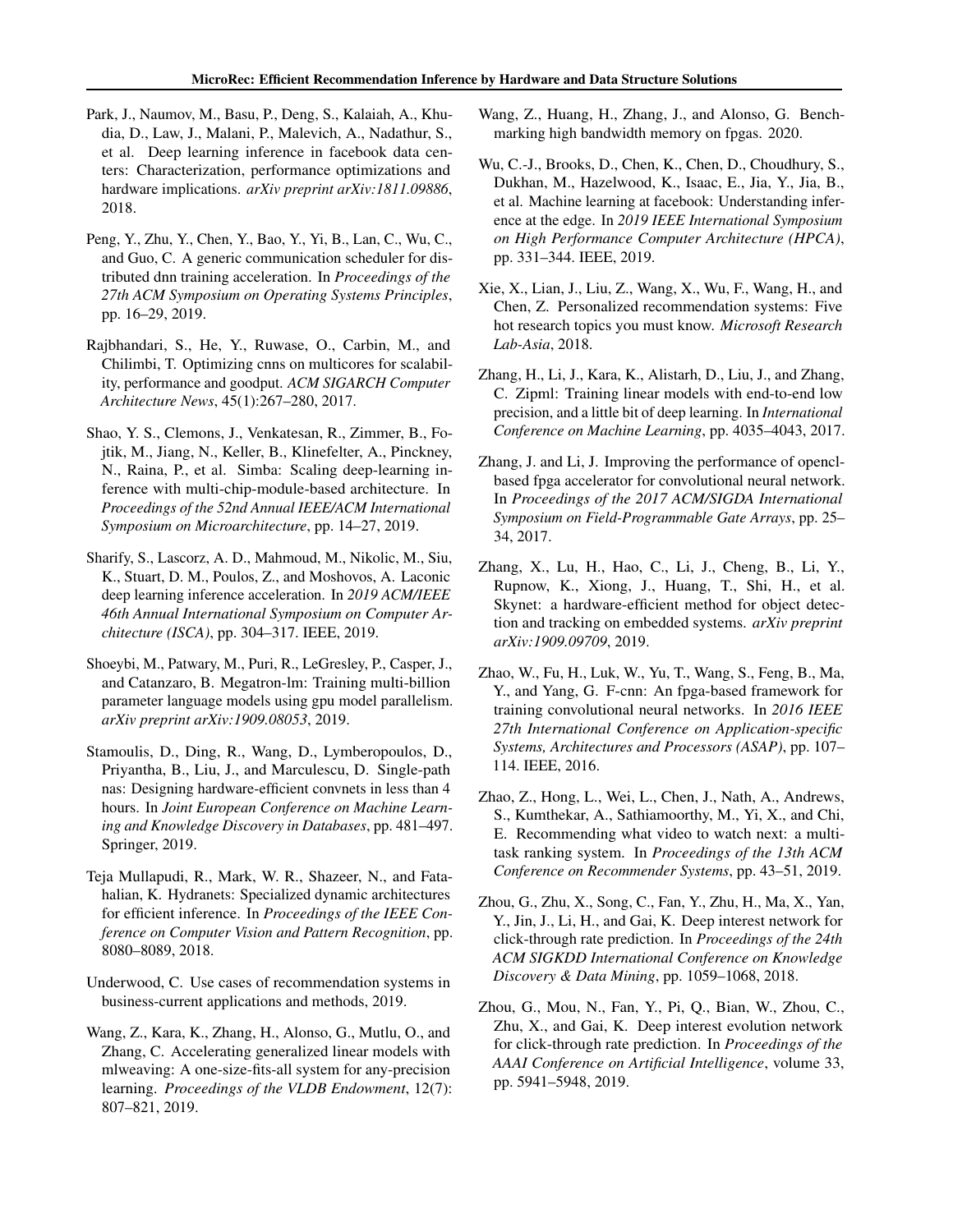Park, J., Naumov, M., Basu, P., Deng, S., Kalaiah, A., Khudia, D., Law, J., Malani, P., Malevich, A., Nadathur, S., et al. Deep learning inference in facebook data centers: Characterization, performance optimizations and hardware implications. *arXiv preprint arXiv:1811.09886*, 2018.

Peng, Y., Zhu, Y., Chen, Y., Bao, Y., Yi, B., Lan, C., Wu, C., and Guo, C. A generic communication scheduler for distributed dnn training acceleration. In *Proceedings of the 27th ACM Symposium on Operating Systems Principles*, pp. 16–29, 2019.

Rajbhandari, S., He, Y., Ruwase, O., Carbin, M., and Chilimbi, T. Optimizing cnns on multicores for scalability, performance and goodput. *ACM SIGARCH Computer Architecture News*, 45(1):267–280, 2017.

Shao, Y. S., Clemons, J., Venkatesan, R., Zimmer, B., Fojtik, M., Jiang, N., Keller, B., Klinefelter, A., Pinckney, N., Raina, P., et al. Simba: Scaling deep-learning inference with multi-chip-module-based architecture. In *Proceedings of the 52nd Annual IEEE/ACM International Symposium on Microarchitecture*, pp. 14–27, 2019.

Sharify, S., Lascorz, A. D., Mahmoud, M., Nikolic, M., Siu, K., Stuart, D. M., Poulos, Z., and Moshovos, A. Laconic deep learning inference acceleration. In *2019 ACM/IEEE 46th Annual International Symposium on Computer Architecture (ISCA)*, pp. 304–317. IEEE, 2019.

Shoeybi, M., Patwary, M., Puri, R., LeGresley, P., Casper, J., and Catanzaro, B. Megatron-lm: Training multi-billion parameter language models using gpu model parallelism. *arXiv preprint arXiv:1909.08053*, 2019.

Stamoulis, D., Ding, R., Wang, D., Lymberopoulos, D., Priyantha, B., Liu, J., and Marculescu, D. Single-path nas: Designing hardware-efficient convnets in less than 4 hours. In *Joint European Conference on Machine Learning and Knowledge Discovery in Databases*, pp. 481–497. Springer, 2019.

Teja Mullapudi, R., Mark, W. R., Shazeer, N., and Fatahalian, K. Hydranets: Specialized dynamic architectures for efficient inference. In *Proceedings of the IEEE Conference on Computer Vision and Pattern Recognition*, pp. 8080–8089, 2018.

Underwood, C. Use cases of recommendation systems in business-current applications and methods, 2019.

Wang, Z., Kara, K., Zhang, H., Alonso, G., Mutlu, O., and Zhang, C. Accelerating generalized linear models with mlweaving: A one-size-fits-all system for any-precision learning. *Proceedings of the VLDB Endowment*, 12(7): 807–821, 2019.

Wang, Z., Huang, H., Zhang, J., and Alonso, G. Benchmarking high bandwidth memory on fpgas. 2020.

Wu, C.-J., Brooks, D., Chen, K., Chen, D., Choudhury, S., Dukhan, M., Hazelwood, K., Isaac, E., Jia, Y., Jia, B., et al. Machine learning at facebook: Understanding inference at the edge. In *2019 IEEE International Symposium on High Performance Computer Architecture (HPCA)*, pp. 331–344. IEEE, 2019.

Xie, X., Lian, J., Liu, Z., Wang, X., Wu, F., Wang, H., and Chen, Z. Personalized recommendation systems: Five hot research topics you must know. *Microsoft Research Lab-Asia*, 2018.

Zhang, H., Li, J., Kara, K., Alistarh, D., Liu, J., and Zhang, C. Zipml: Training linear models with end-to-end low precision, and a little bit of deep learning. In *International Conference on Machine Learning*, pp. 4035–4043, 2017.

Zhang, J. and Li, J. Improving the performance of opencl-based fpga accelerator for convolutional neural network. In *Proceedings of the 2017 ACM/SIGDA International Symposium on Field-Programmable Gate Arrays*, pp. 25–34, 2017.

Zhang, X., Lu, H., Hao, C., Li, J., Cheng, B., Li, Y., Rupnow, K., Xiong, J., Huang, T., Shi, H., et al. Skynet: a hardware-efficient method for object detection and tracking on embedded systems. *arXiv preprint arXiv:1909.09709*, 2019.

Zhao, W., Fu, H., Luk, W., Yu, T., Wang, S., Feng, B., Ma, Y., and Yang, G. F-cnn: An fpga-based framework for training convolutional neural networks. In *2016 IEEE 27th International Conference on Application-specific Systems, Architectures and Processors (ASAP)*, pp. 107–114. IEEE, 2016.

Zhao, Z., Hong, L., Wei, L., Chen, J., Nath, A., Andrews, S., Kumthekar, A., Sathiamoorthy, M., Yi, X., and Chi, E. Recommending what video to watch next: a multitask ranking system. In *Proceedings of the 13th ACM Conference on Recommender Systems*, pp. 43–51, 2019.

Zhou, G., Zhu, X., Song, C., Fan, Y., Zhu, H., Ma, X., Yan, Y., Jin, J., Li, H., and Gai, K. Deep interest network for click-through rate prediction. In *Proceedings of the 24th ACM SIGKDD International Conference on Knowledge Discovery & Data Mining*, pp. 1059–1068, 2018.

Zhou, G., Mou, N., Fan, Y., Pi, Q., Bian, W., Zhou, C., Zhu, X., and Gai, K. Deep interest evolution network for click-through rate prediction. In *Proceedings of the AAAI Conference on Artificial Intelligence*, volume 33, pp. 5941–5948, 2019.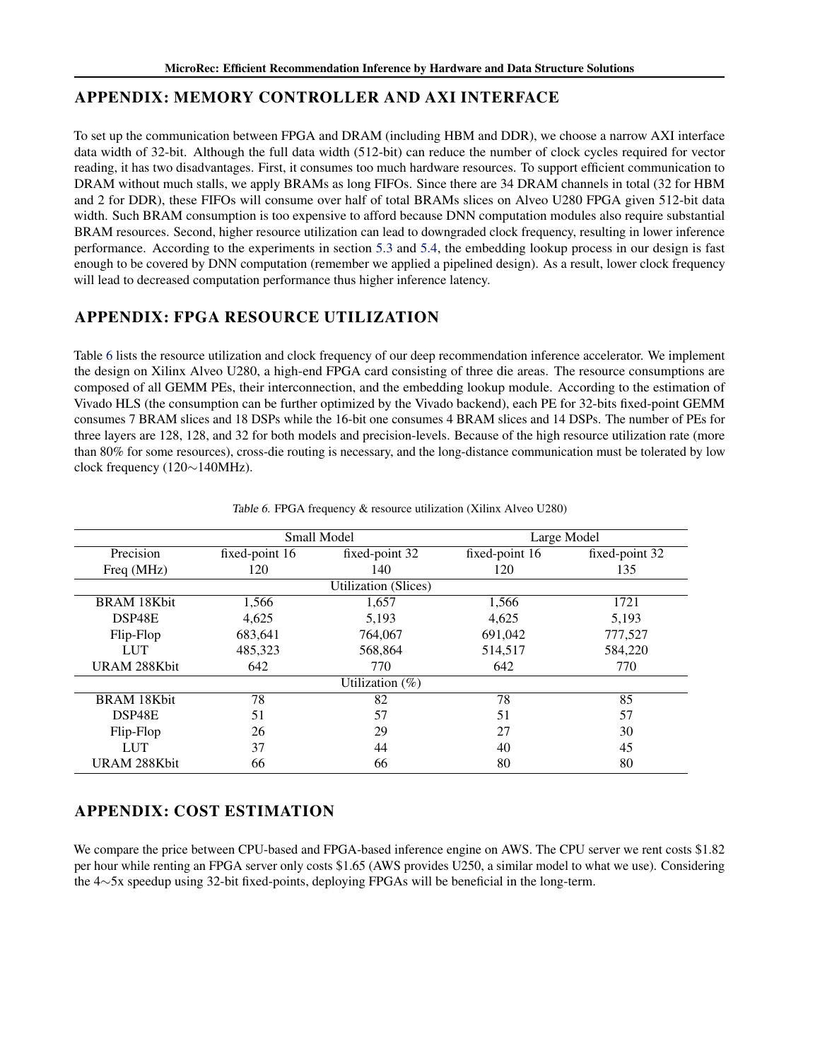## APPENDIX: MEMORY CONTROLLER AND AXI INTERFACE

To set up the communication between FPGA and DRAM (including HBM and DDR), we choose a narrow AXI interface data width of 32-bit. Although the full data width (512-bit) can reduce the number of clock cycles required for vector reading, it has two disadvantages. First, it consumes too much hardware resources. To support efficient communication to DRAM without much stalls, we apply BRAMs as long FIFOs. Since there are 34 DRAM channels in total (32 for HBM and 2 for DDR), these FIFOs will consume over half of total BRAMs slices on Alveo U280 FPGA given 512-bit data width. Such BRAM consumption is too expensive to afford because DNN computation modules also require substantial BRAM resources. Second, higher resource utilization can lead to downgraded clock frequency, resulting in lower inference performance. According to the experiments in section 5.3 and 5.4, the embedding lookup process in our design is fast enough to be covered by DNN computation (remember we applied a pipelined design). As a result, lower clock frequency will lead to decreased computation performance thus higher inference latency.

## APPENDIX: FPGA RESOURCE UTILIZATION

Table 6 lists the resource utilization and clock frequency of our deep recommendation inference accelerator. We implement the design on Xilinx Alveo U280, a high-end FPGA card consisting of three die areas. The resource consumptions are composed of all GEMM PEs, their interconnection, and the embedding lookup module. According to the estimation of Vivado HLS (the consumption can be further optimized by the Vivado backend), each PE for 32-bits fixed-point GEMM consumes 7 BRAM slices and 18 DSPs while the 16-bit one consumes 4 BRAM slices and 14 DSPs. The number of PEs for three layers are 128, 128, and 32 for both models and precision-levels. Because of the high resource utilization rate (more than 80% for some resources), cross-die routing is necessary, and the long-distance communication must be tolerated by low clock frequency (120∼140MHz).

*Table 6.* FPGA frequency & resource utilization (Xilinx Alveo U280)

| | Small Model | | Large Model | |
|---|---|---|---|---|
| Precision | fixed-point 16 | fixed-point 32 | fixed-point 16 | fixed-point 32 |
| Freq (MHz) | 120 | 140 | 120 | 135 |
| | | Utilization (Slices) | | |
| BRAM 18Kbit | 1,566 | 1,657 | 1,566 | 1721 |
| DSP48E | 4,625 | 5,193 | 4,625 | 5,193 |
| Flip-Flop | 683,641 | 764,067 | 691,042 | 777,527 |
| LUT | 485,323 | 568,864 | 514,517 | 584,220 |
| URAM 288Kbit | 642 | 770 | 642 | 770 |
| | | Utilization (%) | | |
| BRAM 18Kbit | 78 | 82 | 78 | 85 |
| DSP48E | 51 | 57 | 51 | 57 |
| Flip-Flop | 26 | 29 | 27 | 30 |
| LUT | 37 | 44 | 40 | 45 |
| URAM 288Kbit | 66 | 66 | 80 | 80 |

## APPENDIX: COST ESTIMATION

We compare the price between CPU-based and FPGA-based inference engine on AWS. The CPU server we rent costs $1.82 per hour while renting an FPGA server only costs $1.65 (AWS provides U250, a similar model to what we use). Considering the 4∼5x speedup using 32-bit fixed-points, deploying FPGAs will be beneficial in the long-term.